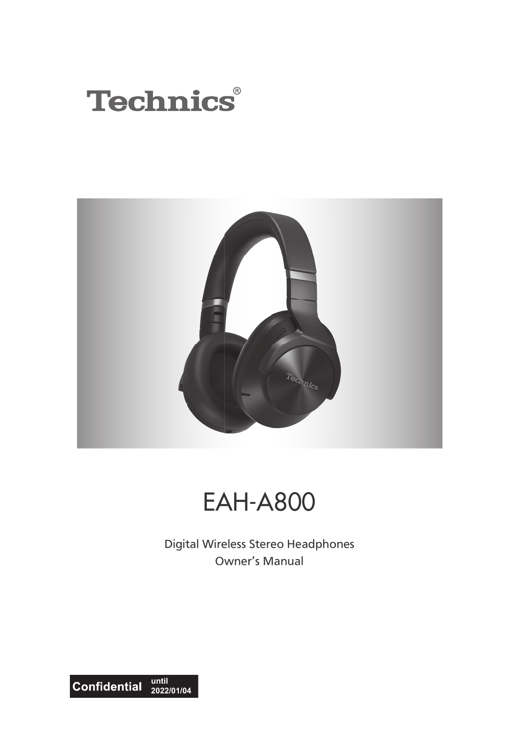Technics®

# EAH-A800

Digital Wireless Stereo Headphones
Owner's Manual

**Confidential** until 2022/01/04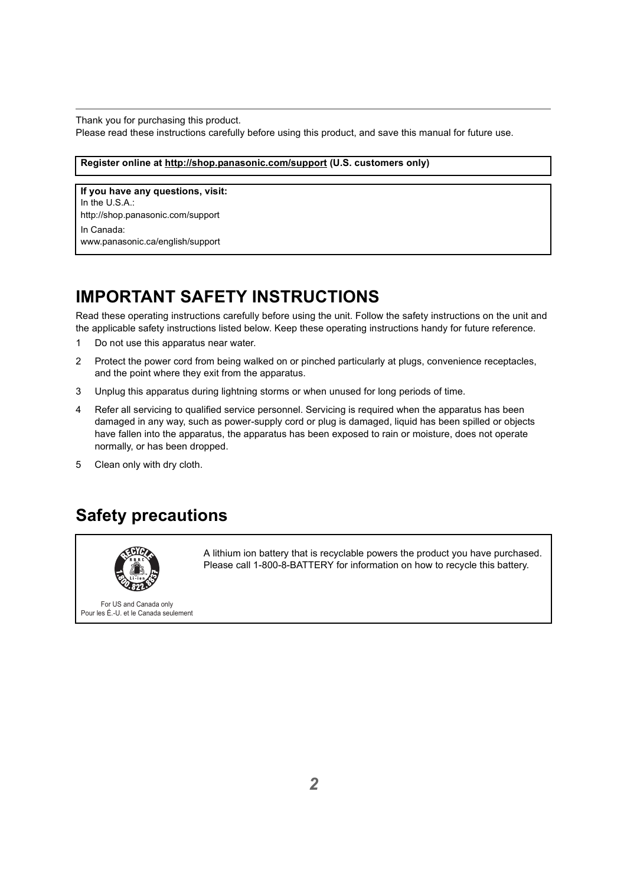Thank you for purchasing this product.
Please read these instructions carefully before using this product, and save this manual for future use.

**Register online at http://shop.panasonic.com/support (U.S. customers only)**

**If you have any questions, visit:**
In the U.S.A.:
http://shop.panasonic.com/support
In Canada:
www.panasonic.ca/english/support

# IMPORTANT SAFETY INSTRUCTIONS

Read these operating instructions carefully before using the unit. Follow the safety instructions on the unit and the applicable safety instructions listed below. Keep these operating instructions handy for future reference.

1. Do not use this apparatus near water.
2. Protect the power cord from being walked on or pinched particularly at plugs, convenience receptacles, and the point where they exit from the apparatus.
3. Unplug this apparatus during lightning storms or when unused for long periods of time.
4. Refer all servicing to qualified service personnel. Servicing is required when the apparatus has been damaged in any way, such as power-supply cord or plug is damaged, liquid has been spilled or objects have fallen into the apparatus, the apparatus has been exposed to rain or moisture, does not operate normally, or has been dropped.
5. Clean only with dry cloth.

# Safety precautions

For US and Canada only
Pour les É.-U. et le Canada seulement

A lithium ion battery that is recyclable powers the product you have purchased. Please call 1-800-8-BATTERY for information on how to recycle this battery.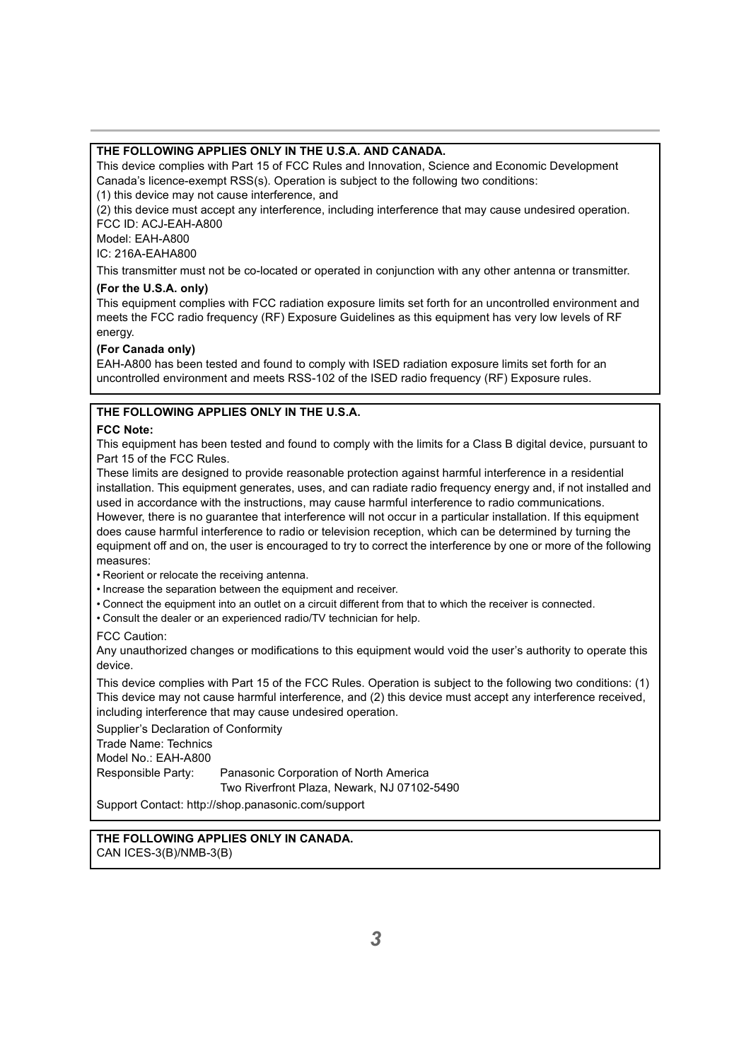**THE FOLLOWING APPLIES ONLY IN THE U.S.A. AND CANADA.**

This device complies with Part 15 of FCC Rules and Innovation, Science and Economic Development Canada's licence-exempt RSS(s). Operation is subject to the following two conditions:
(1) this device may not cause interference, and
(2) this device must accept any interference, including interference that may cause undesired operation.
FCC ID: ACJ-EAH-A800
Model: EAH-A800
IC: 216A-EAHA800

This transmitter must not be co-located or operated in conjunction with any other antenna or transmitter.

**(For the U.S.A. only)**

This equipment complies with FCC radiation exposure limits set forth for an uncontrolled environment and meets the FCC radio frequency (RF) Exposure Guidelines as this equipment has very low levels of RF energy.

**(For Canada only)**

EAH-A800 has been tested and found to comply with ISED radiation exposure limits set forth for an uncontrolled environment and meets RSS-102 of the ISED radio frequency (RF) Exposure rules.

**THE FOLLOWING APPLIES ONLY IN THE U.S.A.**

**FCC Note:**

This equipment has been tested and found to comply with the limits for a Class B digital device, pursuant to Part 15 of the FCC Rules.

These limits are designed to provide reasonable protection against harmful interference in a residential installation. This equipment generates, uses, and can radiate radio frequency energy and, if not installed and used in accordance with the instructions, may cause harmful interference to radio communications. However, there is no guarantee that interference will not occur in a particular installation. If this equipment does cause harmful interference to radio or television reception, which can be determined by turning the equipment off and on, the user is encouraged to try to correct the interference by one or more of the following measures:

- Reorient or relocate the receiving antenna.
- Increase the separation between the equipment and receiver.
- Connect the equipment into an outlet on a circuit different from that to which the receiver is connected.
- Consult the dealer or an experienced radio/TV technician for help.

FCC Caution:

Any unauthorized changes or modifications to this equipment would void the user's authority to operate this device.

This device complies with Part 15 of the FCC Rules. Operation is subject to the following two conditions: (1) This device may not cause harmful interference, and (2) this device must accept any interference received, including interference that may cause undesired operation.

Supplier's Declaration of Conformity
Trade Name: Technics
Model No.: EAH-A800
Responsible Party: Panasonic Corporation of North America
Two Riverfront Plaza, Newark, NJ 07102-5490

Support Contact: http://shop.panasonic.com/support

**THE FOLLOWING APPLIES ONLY IN CANADA.**

CAN ICES-3(B)/NMB-3(B)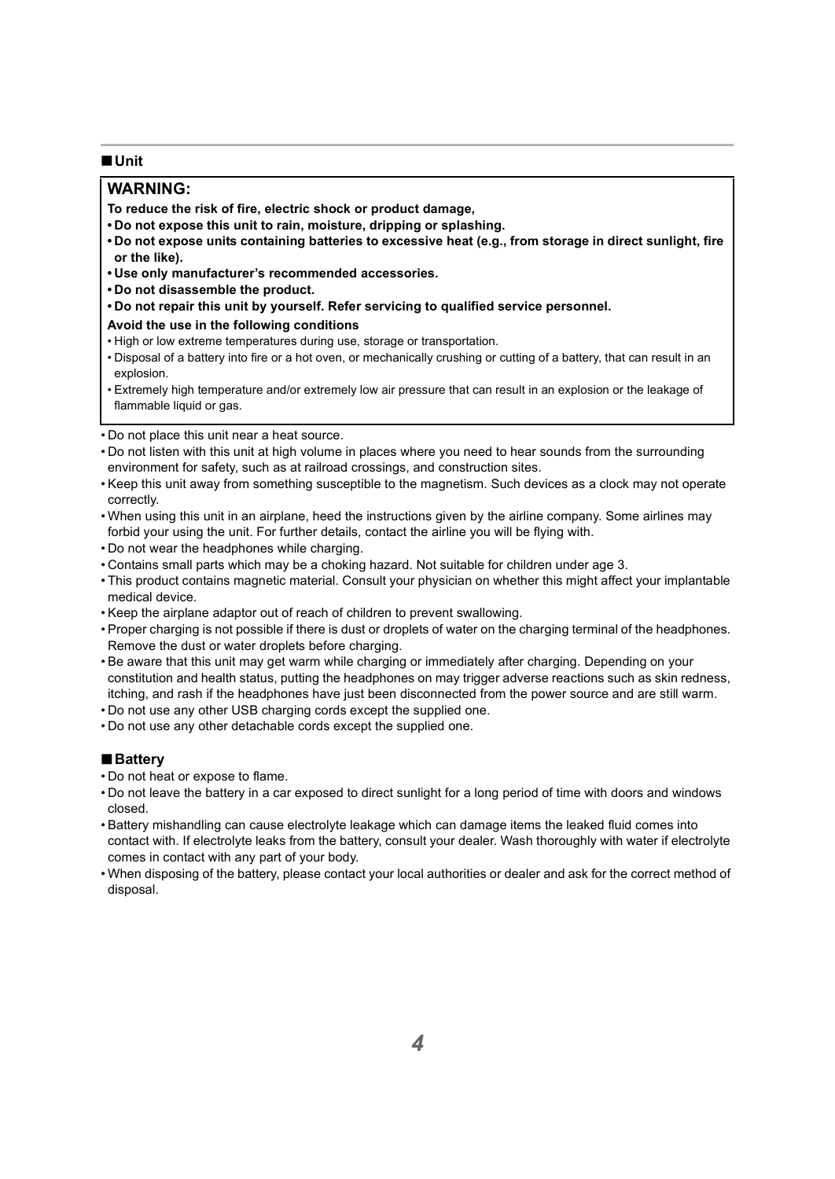## ■ Unit

**WARNING:**

**To reduce the risk of fire, electric shock or product damage,**

- **Do not expose this unit to rain, moisture, dripping or splashing.**
- **Do not expose units containing batteries to excessive heat (e.g., from storage in direct sunlight, fire or the like).**
- **Use only manufacturer's recommended accessories.**
- **Do not disassemble the product.**
- **Do not repair this unit by yourself. Refer servicing to qualified service personnel.**

**Avoid the use in the following conditions**

- High or low extreme temperatures during use, storage or transportation.
- Disposal of a battery into fire or a hot oven, or mechanically crushing or cutting of a battery, that can result in an explosion.
- Extremely high temperature and/or extremely low air pressure that can result in an explosion or the leakage of flammable liquid or gas.

---

- Do not place this unit near a heat source.
- Do not listen with this unit at high volume in places where you need to hear sounds from the surrounding environment for safety, such as at railroad crossings, and construction sites.
- Keep this unit away from something susceptible to the magnetism. Such devices as a clock may not operate correctly.
- When using this unit in an airplane, heed the instructions given by the airline company. Some airlines may forbid your using the unit. For further details, contact the airline you will be flying with.
- Do not wear the headphones while charging.
- Contains small parts which may be a choking hazard. Not suitable for children under age 3.
- This product contains magnetic material. Consult your physician on whether this might affect your implantable medical device.
- Keep the airplane adaptor out of reach of children to prevent swallowing.
- Proper charging is not possible if there is dust or droplets of water on the charging terminal of the headphones. Remove the dust or water droplets before charging.
- Be aware that this unit may get warm while charging or immediately after charging. Depending on your constitution and health status, putting the headphones on may trigger adverse reactions such as skin redness, itching, and rash if the headphones have just been disconnected from the power source and are still warm.
- Do not use any other USB charging cords except the supplied one.
- Do not use any other detachable cords except the supplied one.

## ■ Battery

- Do not heat or expose to flame.
- Do not leave the battery in a car exposed to direct sunlight for a long period of time with doors and windows closed.
- Battery mishandling can cause electrolyte leakage which can damage items the leaked fluid comes into contact with. If electrolyte leaks from the battery, consult your dealer. Wash thoroughly with water if electrolyte comes in contact with any part of your body.
- When disposing of the battery, please contact your local authorities or dealer and ask for the correct method of disposal.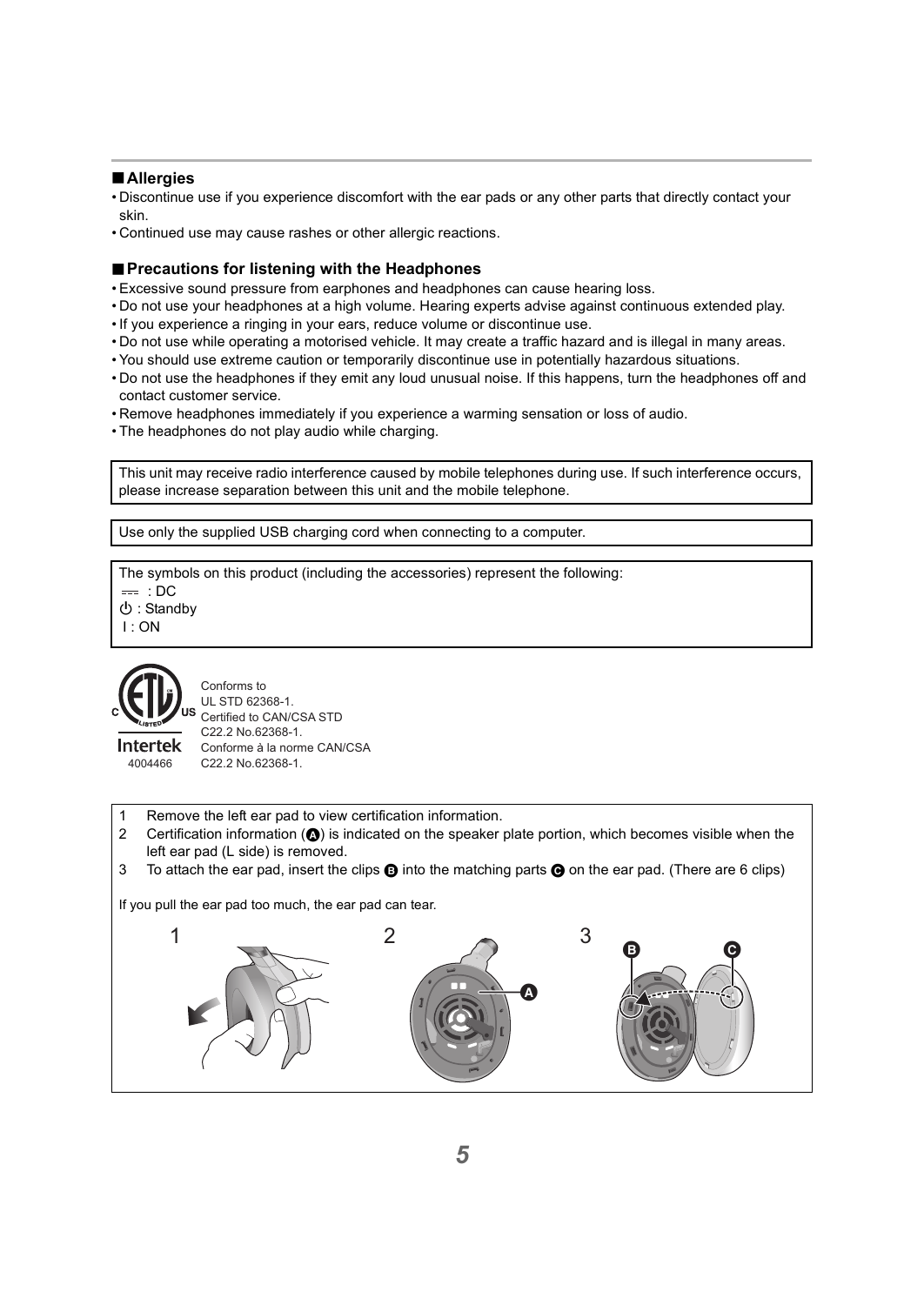## ■ Allergies

- Discontinue use if you experience discomfort with the ear pads or any other parts that directly contact your skin.
- Continued use may cause rashes or other allergic reactions.

## ■ Precautions for listening with the Headphones

- Excessive sound pressure from earphones and headphones can cause hearing loss.
- Do not use your headphones at a high volume. Hearing experts advise against continuous extended play.
- If you experience a ringing in your ears, reduce volume or discontinue use.
- Do not use while operating a motorised vehicle. It may create a traffic hazard and is illegal in many areas.
- You should use extreme caution or temporarily discontinue use in potentially hazardous situations.
- Do not use the headphones if they emit any loud unusual noise. If this happens, turn the headphones off and contact customer service.
- Remove headphones immediately if you experience a warming sensation or loss of audio.
- The headphones do not play audio while charging.

This unit may receive radio interference caused by mobile telephones during use. If such interference occurs, please increase separation between this unit and the mobile telephone.

Use only the supplied USB charging cord when connecting to a computer.

The symbols on this product (including the accessories) represent the following:
⎓ : DC
⏻ : Standby
I : ON

Intertek
4004466

Conforms to
UL STD 62368-1.
Certified to CAN/CSA STD
C22.2 No.62368-1.
Conforme à la norme CAN/CSA
C22.2 No.62368-1.

1 Remove the left ear pad to view certification information.
2 Certification information (A) is indicated on the speaker plate portion, which becomes visible when the left ear pad (L side) is removed.
3 To attach the ear pad, insert the clips B into the matching parts C on the ear pad. (There are 6 clips)

If you pull the ear pad too much, the ear pad can tear.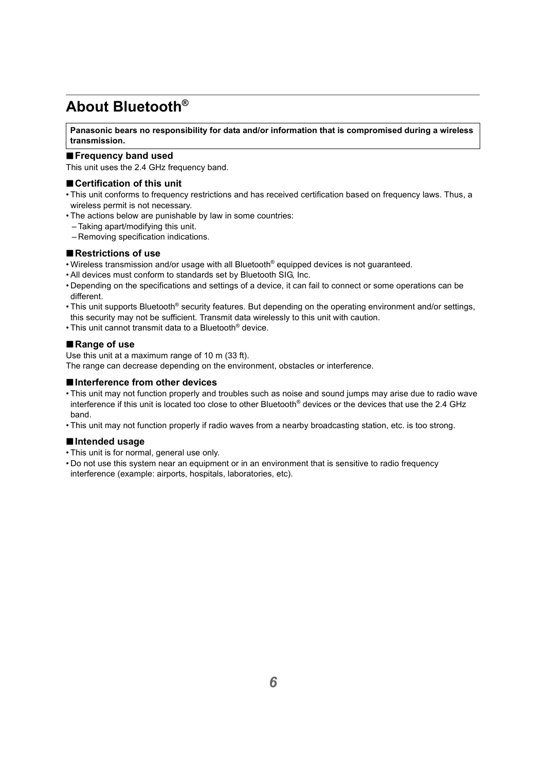# About Bluetooth®

**Panasonic bears no responsibility for data and/or information that is compromised during a wireless transmission.**

### ■ Frequency band used

This unit uses the 2.4 GHz frequency band.

### ■ Certification of this unit

- This unit conforms to frequency restrictions and has received certification based on frequency laws. Thus, a wireless permit is not necessary.
- The actions below are punishable by law in some countries:
  - Taking apart/modifying this unit.
  - Removing specification indications.

### ■ Restrictions of use

- Wireless transmission and/or usage with all Bluetooth® equipped devices is not guaranteed.
- All devices must conform to standards set by Bluetooth SIG, Inc.
- Depending on the specifications and settings of a device, it can fail to connect or some operations can be different.
- This unit supports Bluetooth® security features. But depending on the operating environment and/or settings, this security may not be sufficient. Transmit data wirelessly to this unit with caution.
- This unit cannot transmit data to a Bluetooth® device.

### ■ Range of use

Use this unit at a maximum range of 10 m (33 ft).
The range can decrease depending on the environment, obstacles or interference.

### ■ Interference from other devices

- This unit may not function properly and troubles such as noise and sound jumps may arise due to radio wave interference if this unit is located too close to other Bluetooth® devices or the devices that use the 2.4 GHz band.
- This unit may not function properly if radio waves from a nearby broadcasting station, etc. is too strong.

### ■ Intended usage

- This unit is for normal, general use only.
- Do not use this system near an equipment or in an environment that is sensitive to radio frequency interference (example: airports, hospitals, laboratories, etc).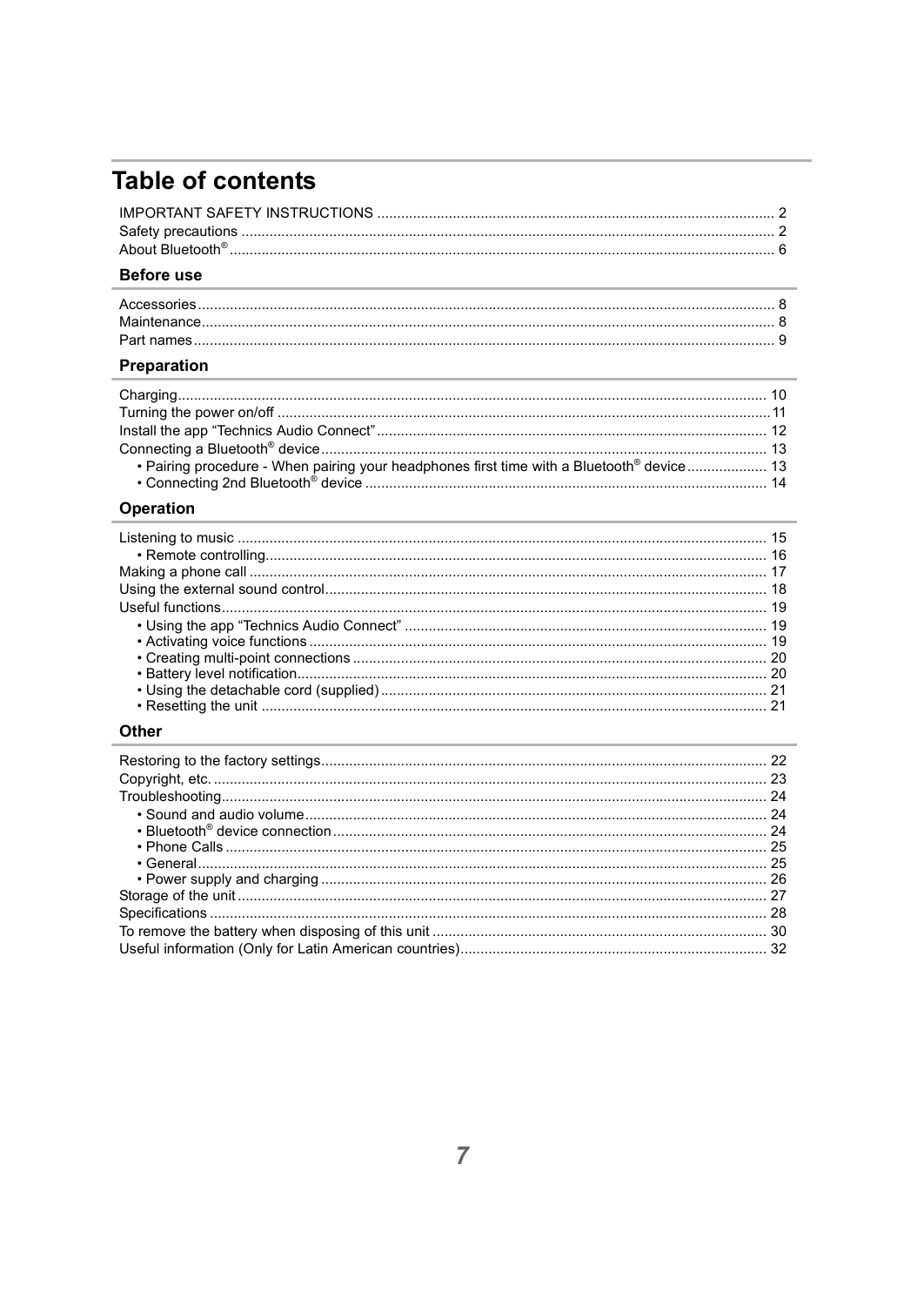# Table of contents

IMPORTANT SAFETY INSTRUCTIONS .......... 2
Safety precautions .......... 2
About Bluetooth® .......... 6

## Before use

Accessories .......... 8
Maintenance .......... 8
Part names .......... 9

## Preparation

Charging .......... 10
Turning the power on/off .......... 11
Install the app "Technics Audio Connect" .......... 12
Connecting a Bluetooth® device .......... 13
- Pairing procedure - When pairing your headphones first time with a Bluetooth® device .......... 13
- Connecting 2nd Bluetooth® device .......... 14

## Operation

Listening to music .......... 15
- Remote controlling .......... 16

Making a phone call .......... 17
Using the external sound control .......... 18
Useful functions .......... 19
- Using the app "Technics Audio Connect" .......... 19
- Activating voice functions .......... 19
- Creating multi-point connections .......... 20
- Battery level notification .......... 20
- Using the detachable cord (supplied) .......... 21
- Resetting the unit .......... 21

## Other

Restoring to the factory settings .......... 22
Copyright, etc. .......... 23
Troubleshooting .......... 24
- Sound and audio volume .......... 24
- Bluetooth® device connection .......... 24
- Phone Calls .......... 25
- General .......... 25
- Power supply and charging .......... 26

Storage of the unit .......... 27
Specifications .......... 28
To remove the battery when disposing of this unit .......... 30
Useful information (Only for Latin American countries) .......... 32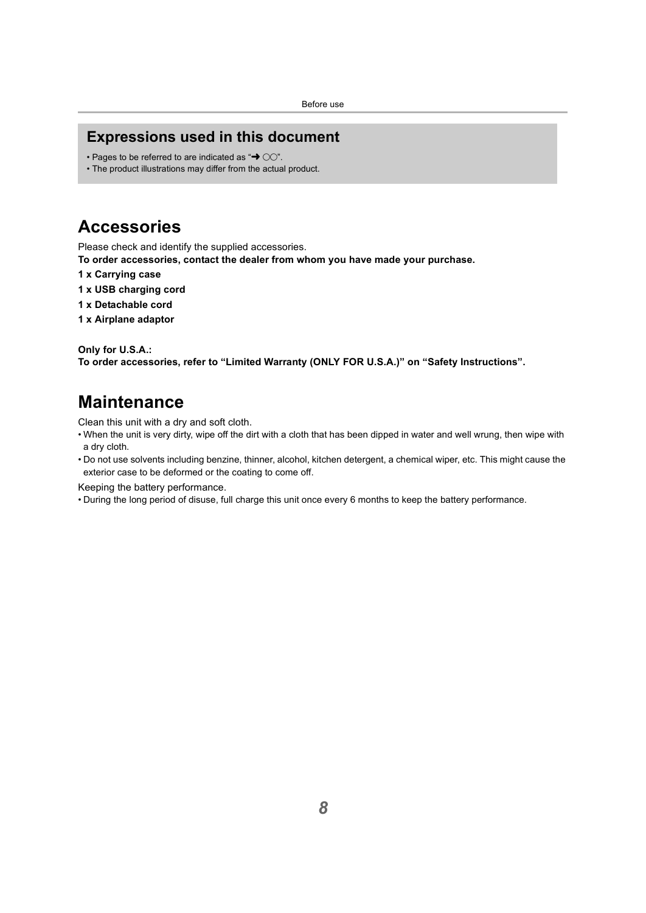## Expressions used in this document

- Pages to be referred to are indicated as "➜ ○○".
- The product illustrations may differ from the actual product.

# Accessories

Please check and identify the supplied accessories.

**To order accessories, contact the dealer from whom you have made your purchase.**

**1 x Carrying case**

**1 x USB charging cord**

**1 x Detachable cord**

**1 x Airplane adaptor**

**Only for U.S.A.:**
**To order accessories, refer to "Limited Warranty (ONLY FOR U.S.A.)" on "Safety Instructions".**

# Maintenance

Clean this unit with a dry and soft cloth.

- When the unit is very dirty, wipe off the dirt with a cloth that has been dipped in water and well wrung, then wipe with a dry cloth.
- Do not use solvents including benzine, thinner, alcohol, kitchen detergent, a chemical wiper, etc. This might cause the exterior case to be deformed or the coating to come off.

Keeping the battery performance.

- During the long period of disuse, full charge this unit once every 6 months to keep the battery performance.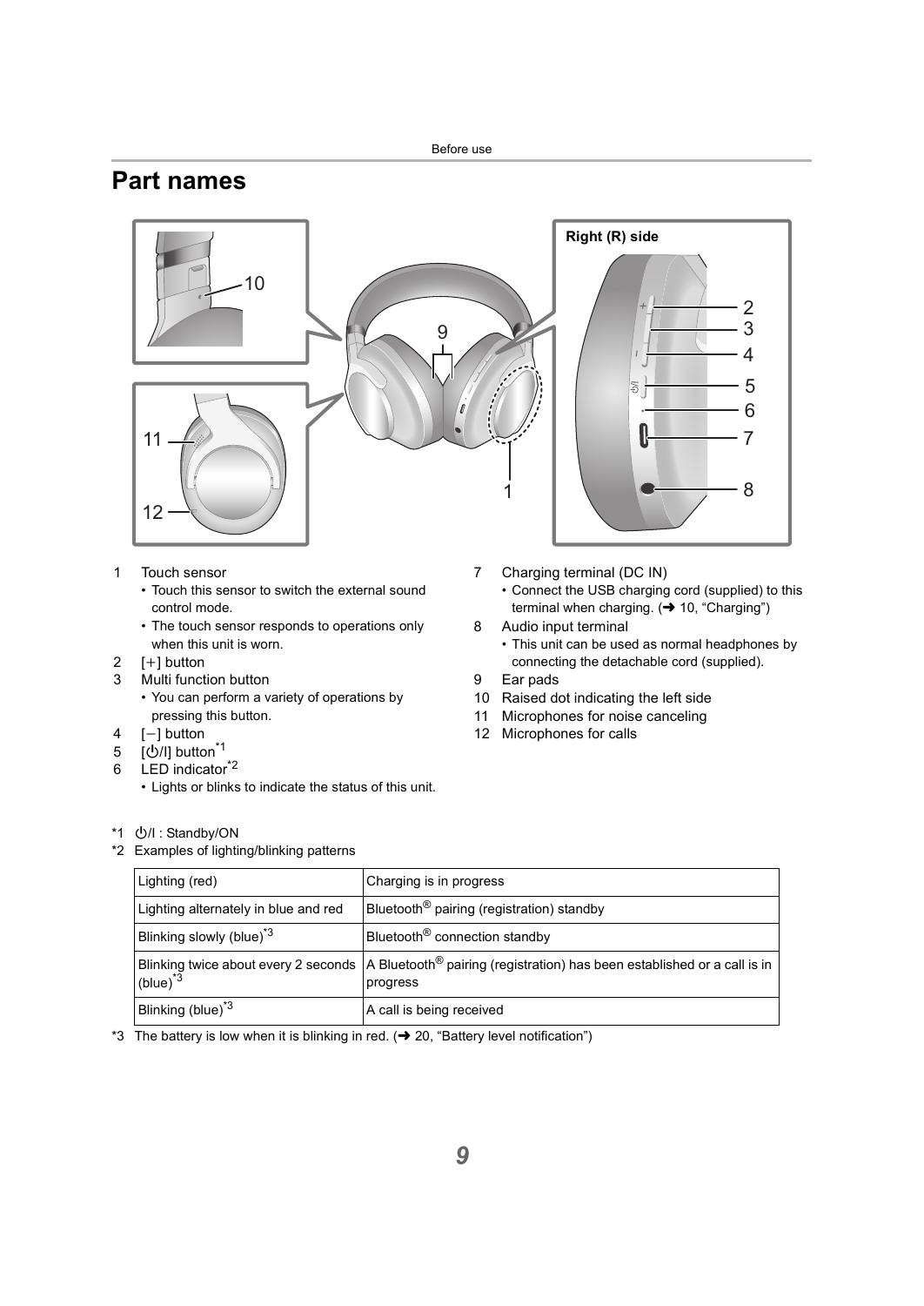# Part names

1 Touch sensor
- Touch this sensor to switch the external sound control mode.
- The touch sensor responds to operations only when this unit is worn.

2 [+] button

3 Multi function button
- You can perform a variety of operations by pressing this button.

4 [−] button

5 [⏻/I] button[*1]

6 LED indicator[*2]
- Lights or blinks to indicate the status of this unit.

7 Charging terminal (DC IN)
- Connect the USB charging cord (supplied) to this terminal when charging. (➜ 10, “Charging”)

8 Audio input terminal
- This unit can be used as normal headphones by connecting the detachable cord (supplied).

9 Ear pads

10 Raised dot indicating the left side

11 Microphones for noise canceling

12 Microphones for calls

*1 ⏻/I : Standby/ON

*2 Examples of lighting/blinking patterns

| Lighting (red) | Charging is in progress |
|---|---|
| Lighting alternately in blue and red | Bluetooth® pairing (registration) standby |
| Blinking slowly (blue)[*3] | Bluetooth® connection standby |
| Blinking twice about every 2 seconds (blue)[*3] | A Bluetooth® pairing (registration) has been established or a call is in progress |
| Blinking (blue)[*3] | A call is being received |

*3 The battery is low when it is blinking in red. (➜ 20, “Battery level notification”)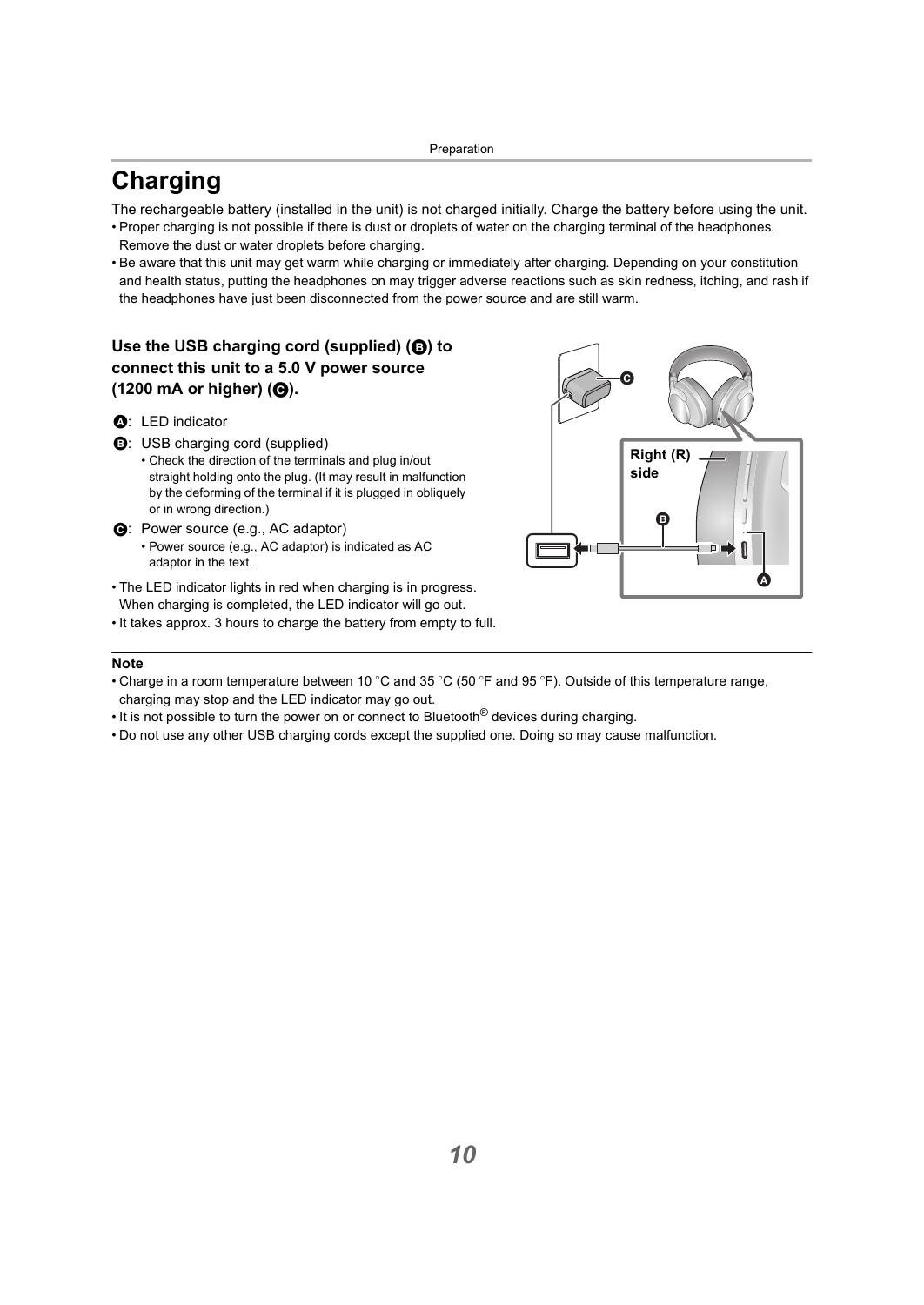# Charging

The rechargeable battery (installed in the unit) is not charged initially. Charge the battery before using the unit.

- Proper charging is not possible if there is dust or droplets of water on the charging terminal of the headphones. Remove the dust or water droplets before charging.
- Be aware that this unit may get warm while charging or immediately after charging. Depending on your constitution and health status, putting the headphones on may trigger adverse reactions such as skin redness, itching, and rash if the headphones have just been disconnected from the power source and are still warm.

### Use the USB charging cord (supplied) (B) to connect this unit to a 5.0 V power source (1200 mA or higher) (C).

A: LED indicator

B: USB charging cord (supplied)
- Check the direction of the terminals and plug in/out straight holding onto the plug. (It may result in malfunction by the deforming of the terminal if it is plugged in obliquely or in wrong direction.)

C: Power source (e.g., AC adaptor)
- Power source (e.g., AC adaptor) is indicated as AC adaptor in the text.

- The LED indicator lights in red when charging is in progress. When charging is completed, the LED indicator will go out.
- It takes approx. 3 hours to charge the battery from empty to full.

Right (R) side

**Note**

- Charge in a room temperature between 10 °C and 35 °C (50 °F and 95 °F). Outside of this temperature range, charging may stop and the LED indicator may go out.
- It is not possible to turn the power on or connect to Bluetooth® devices during charging.
- Do not use any other USB charging cords except the supplied one. Doing so may cause malfunction.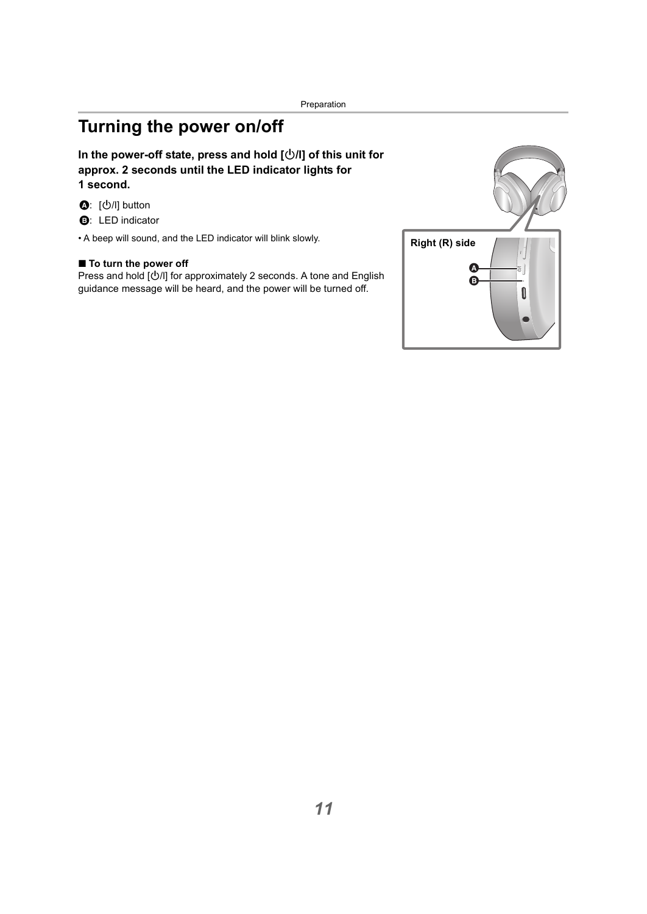# Turning the power on/off

**In the power-off state, press and hold [⏻/I] of this unit for approx. 2 seconds until the LED indicator lights for 1 second.**

Ⓐ: [⏻/I] button

Ⓑ: LED indicator

- A beep will sound, and the LED indicator will blink slowly.

Right (R) side

### ■ To turn the power off

Press and hold [⏻/I] for approximately 2 seconds. A tone and English guidance message will be heard, and the power will be turned off.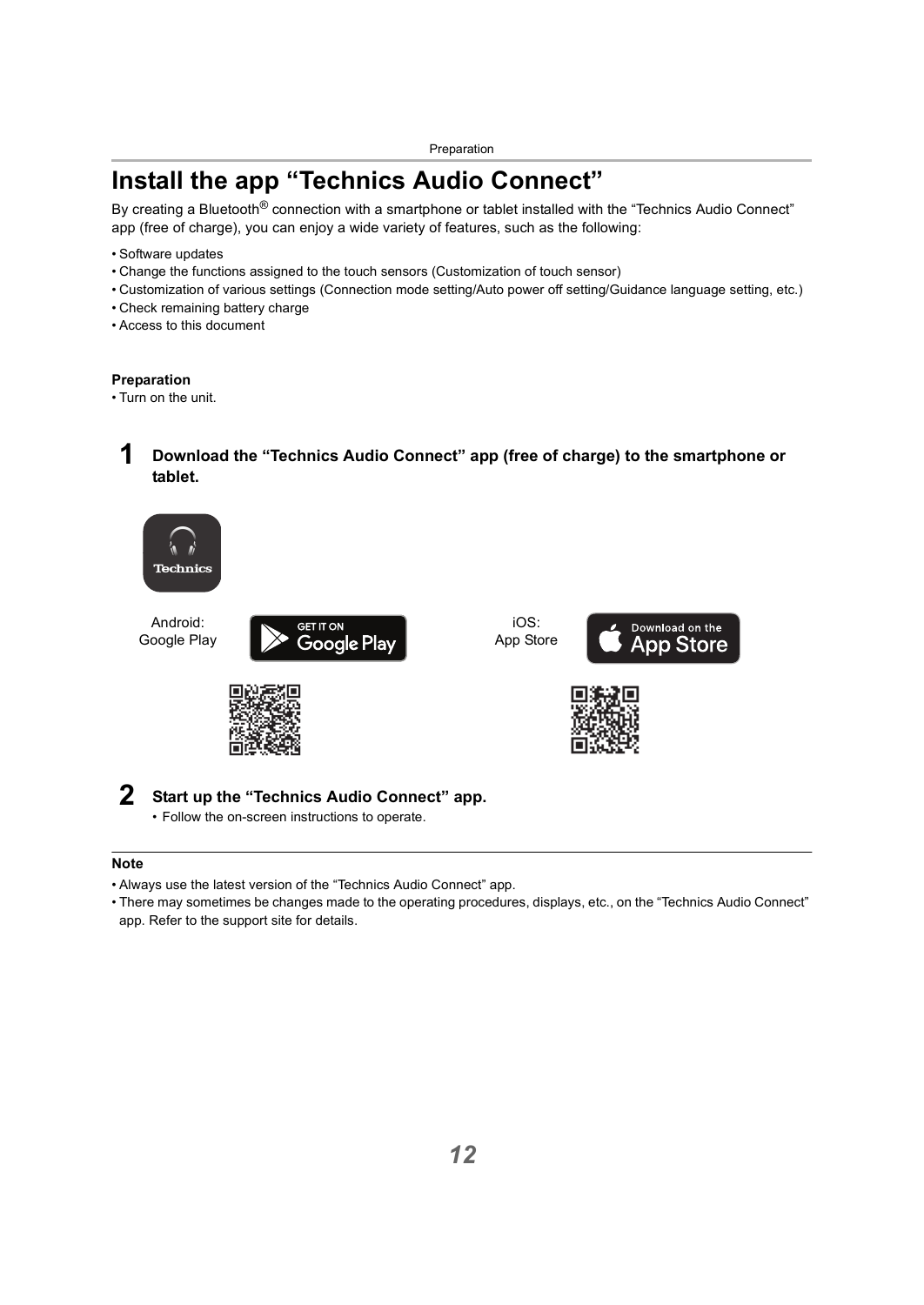# Install the app “Technics Audio Connect”

By creating a Bluetooth® connection with a smartphone or tablet installed with the “Technics Audio Connect” app (free of charge), you can enjoy a wide variety of features, such as the following:

- Software updates
- Change the functions assigned to the touch sensors (Customization of touch sensor)
- Customization of various settings (Connection mode setting/Auto power off setting/Guidance language setting, etc.)
- Check remaining battery charge
- Access to this document

**Preparation**

- Turn on the unit.

## 1 Download the “Technics Audio Connect” app (free of charge) to the smartphone or tablet.

Android: Google Play

iOS: App Store

## 2 Start up the “Technics Audio Connect” app.

- Follow the on-screen instructions to operate.

**Note**

- Always use the latest version of the “Technics Audio Connect” app.
- There may sometimes be changes made to the operating procedures, displays, etc., on the “Technics Audio Connect” app. Refer to the support site for details.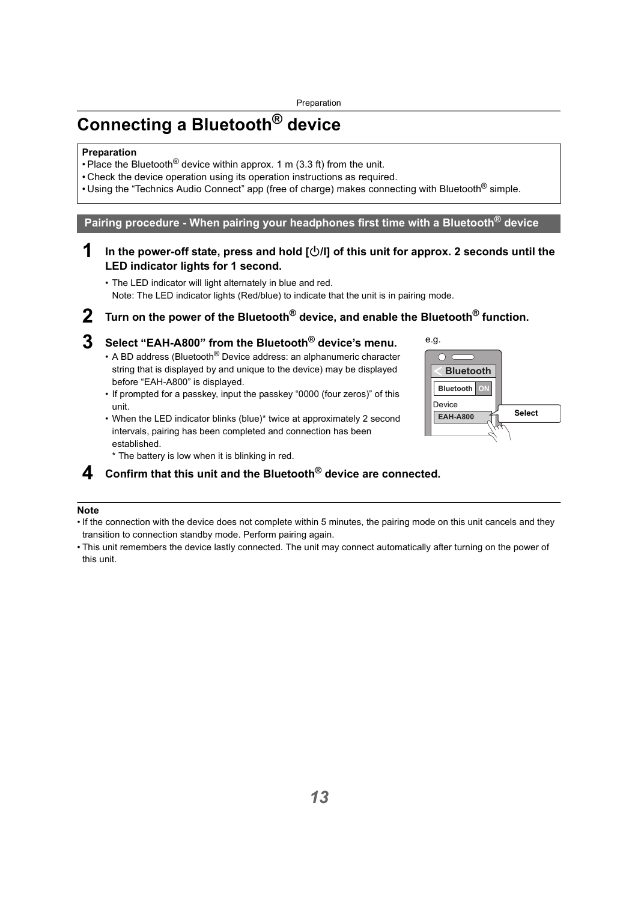# Connecting a Bluetooth® device

**Preparation**

- Place the Bluetooth® device within approx. 1 m (3.3 ft) from the unit.
- Check the device operation using its operation instructions as required.
- Using the “Technics Audio Connect” app (free of charge) makes connecting with Bluetooth® simple.

## Pairing procedure - When pairing your headphones first time with a Bluetooth® device

**1 In the power-off state, press and hold [⏻/I] of this unit for approx. 2 seconds until the LED indicator lights for 1 second.**

- The LED indicator will light alternately in blue and red.
  Note: The LED indicator lights (Red/blue) to indicate that the unit is in pairing mode.

**2 Turn on the power of the Bluetooth® device, and enable the Bluetooth® function.**

**3 Select “EAH-A800” from the Bluetooth® device’s menu.**

- A BD address (Bluetooth® Device address: an alphanumeric character string that is displayed by and unique to the device) may be displayed before “EAH-A800” is displayed.
- If prompted for a passkey, input the passkey “0000 (four zeros)” of this unit.
- When the LED indicator blinks (blue)* twice at approximately 2 second intervals, pairing has been completed and connection has been established.
  \* The battery is low when it is blinking in red.

e.g.

Bluetooth
Bluetooth ON
Device
EAH-A800
Select

**4 Confirm that this unit and the Bluetooth® device are connected.**

**Note**

- If the connection with the device does not complete within 5 minutes, the pairing mode on this unit cancels and they transition to connection standby mode. Perform pairing again.
- This unit remembers the device lastly connected. The unit may connect automatically after turning on the power of this unit.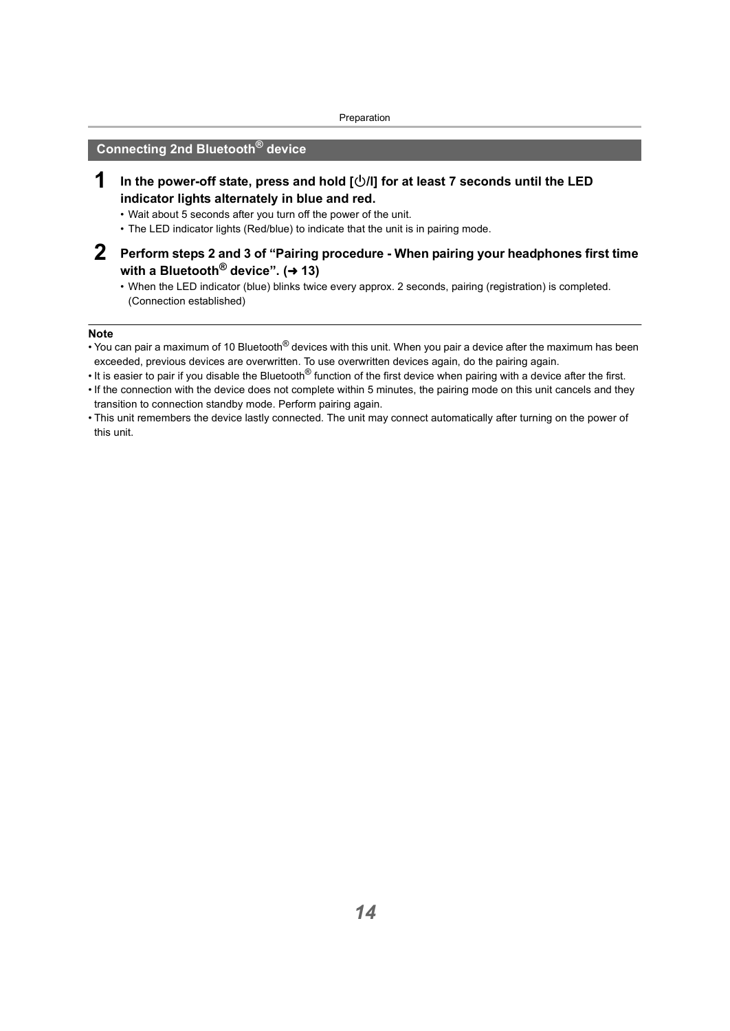## Connecting 2nd Bluetooth® device

**1 In the power-off state, press and hold [⏻/I] for at least 7 seconds until the LED indicator lights alternately in blue and red.**

- Wait about 5 seconds after you turn off the power of the unit.
- The LED indicator lights (Red/blue) to indicate that the unit is in pairing mode.

**2 Perform steps 2 and 3 of "Pairing procedure - When pairing your headphones first time with a Bluetooth® device". (➜ 13)**

- When the LED indicator (blue) blinks twice every approx. 2 seconds, pairing (registration) is completed. (Connection established)

**Note**

- You can pair a maximum of 10 Bluetooth® devices with this unit. When you pair a device after the maximum has been exceeded, previous devices are overwritten. To use overwritten devices again, do the pairing again.
- It is easier to pair if you disable the Bluetooth® function of the first device when pairing with a device after the first.
- If the connection with the device does not complete within 5 minutes, the pairing mode on this unit cancels and they transition to connection standby mode. Perform pairing again.
- This unit remembers the device lastly connected. The unit may connect automatically after turning on the power of this unit.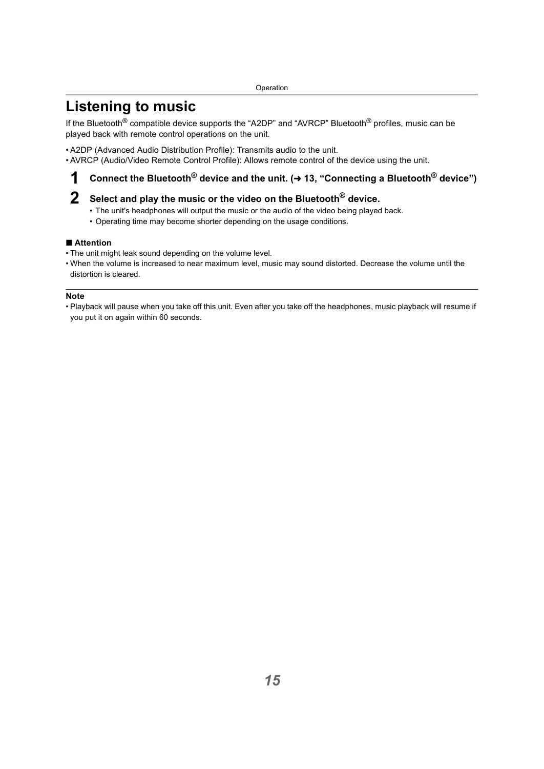# Listening to music

If the Bluetooth® compatible device supports the “A2DP” and “AVRCP” Bluetooth® profiles, music can be played back with remote control operations on the unit.

- A2DP (Advanced Audio Distribution Profile): Transmits audio to the unit.
- AVRCP (Audio/Video Remote Control Profile): Allows remote control of the device using the unit.

**1** **Connect the Bluetooth® device and the unit. (➜ 13, “Connecting a Bluetooth® device”)**

**2** **Select and play the music or the video on the Bluetooth® device.**

- The unit's headphones will output the music or the audio of the video being played back.
- Operating time may become shorter depending on the usage conditions.

### ■ Attention

- The unit might leak sound depending on the volume level.
- When the volume is increased to near maximum level, music may sound distorted. Decrease the volume until the distortion is cleared.

---

**Note**

- Playback will pause when you take off this unit. Even after you take off the headphones, music playback will resume if you put it on again within 60 seconds.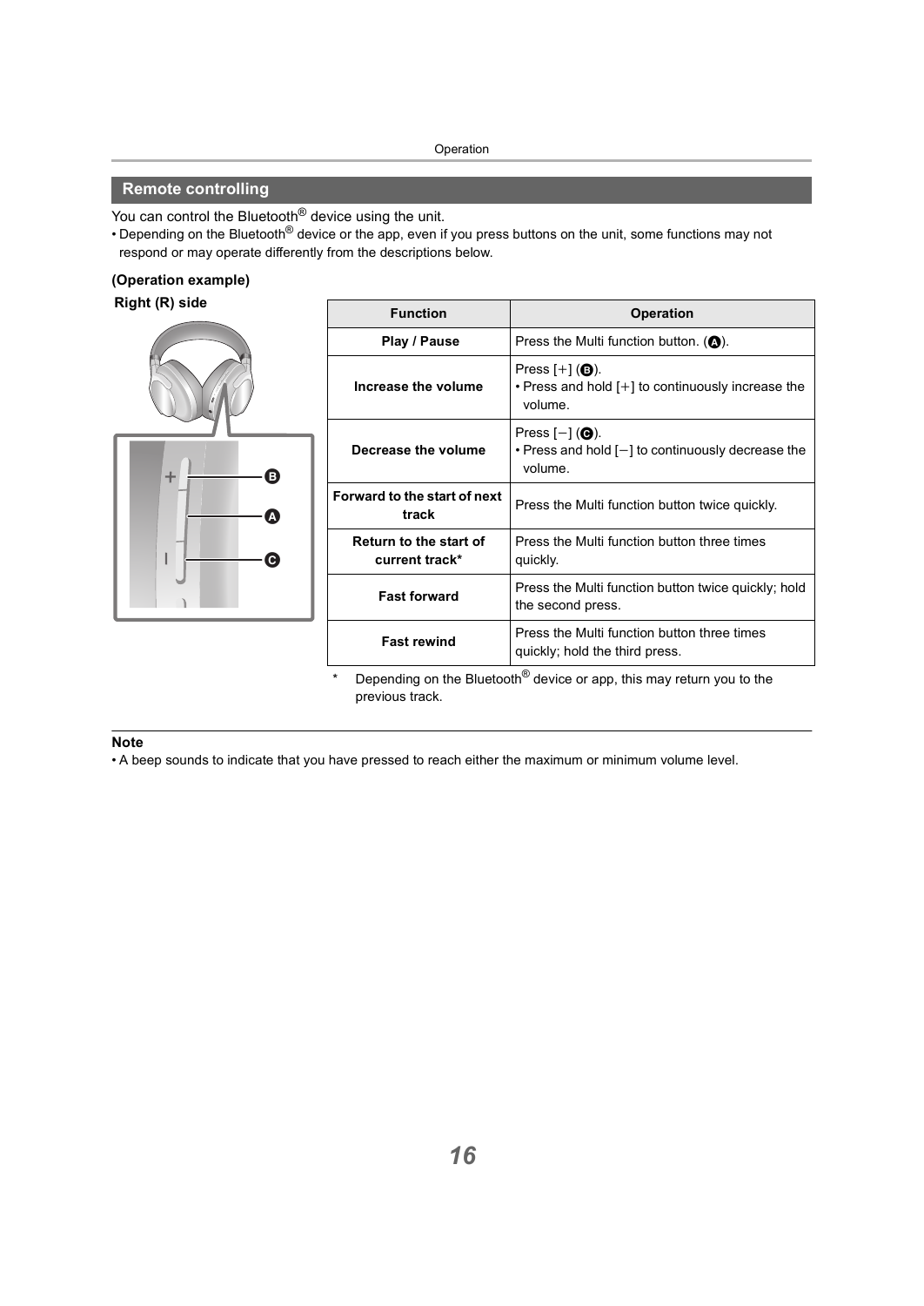## Remote controlling

You can control the Bluetooth® device using the unit.

- Depending on the Bluetooth® device or the app, even if you press buttons on the unit, some functions may not respond or may operate differently from the descriptions below.

**(Operation example)**

**Right (R) side**

| Function | Operation |
|---|---|
| **Play / Pause** | Press the Multi function button. (A). |
| **Increase the volume** | Press [+] (B).<br>• Press and hold [+] to continuously increase the volume. |
| **Decrease the volume** | Press [−] (C).<br>• Press and hold [−] to continuously decrease the volume. |
| **Forward to the start of next track** | Press the Multi function button twice quickly. |
| **Return to the start of current track*** | Press the Multi function button three times quickly. |
| **Fast forward** | Press the Multi function button twice quickly; hold the second press. |
| **Fast rewind** | Press the Multi function button three times quickly; hold the third press. |

\* Depending on the Bluetooth® device or app, this may return you to the previous track.

**Note**

- A beep sounds to indicate that you have pressed to reach either the maximum or minimum volume level.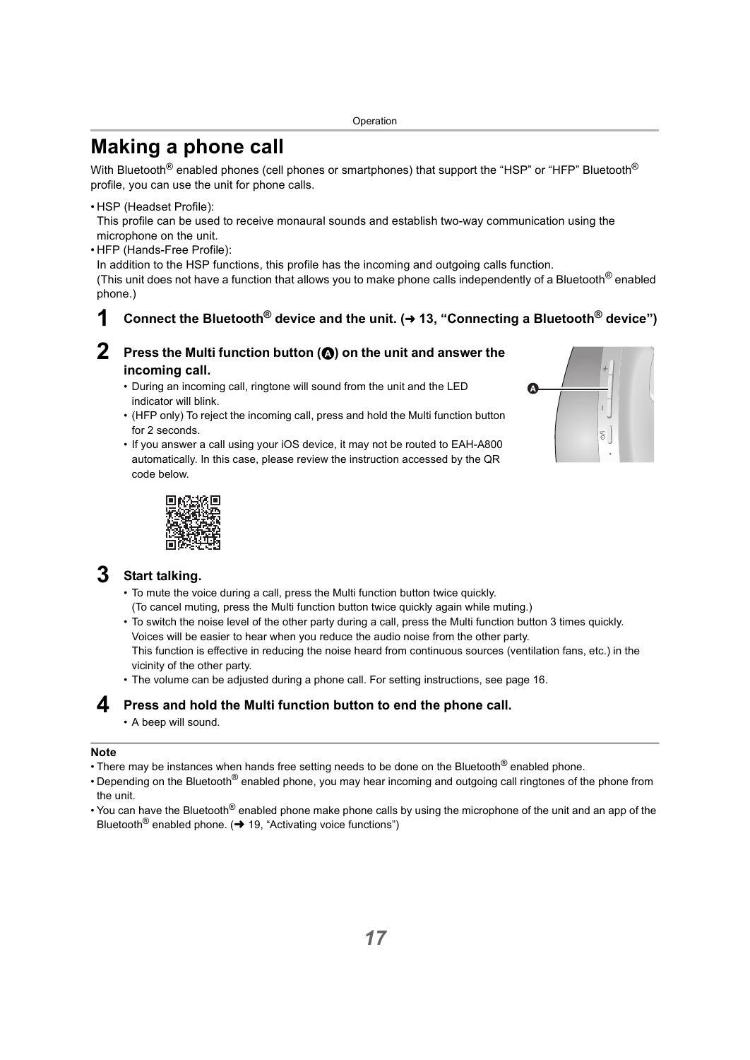# Making a phone call

With Bluetooth® enabled phones (cell phones or smartphones) that support the "HSP" or "HFP" Bluetooth® profile, you can use the unit for phone calls.

- HSP (Headset Profile):
  This profile can be used to receive monaural sounds and establish two-way communication using the microphone on the unit.
- HFP (Hands-Free Profile):
  In addition to the HSP functions, this profile has the incoming and outgoing calls function.
  (This unit does not have a function that allows you to make phone calls independently of a Bluetooth® enabled phone.)

**1 Connect the Bluetooth® device and the unit. (➜ 13, "Connecting a Bluetooth® device")**

**2 Press the Multi function button (A) on the unit and answer the incoming call.**

- During an incoming call, ringtone will sound from the unit and the LED indicator will blink.
- (HFP only) To reject the incoming call, press and hold the Multi function button for 2 seconds.
- If you answer a call using your iOS device, it may not be routed to EAH-A800 automatically. In this case, please review the instruction accessed by the QR code below.

**3 Start talking.**

- To mute the voice during a call, press the Multi function button twice quickly.
  (To cancel muting, press the Multi function button twice quickly again while muting.)
- To switch the noise level of the other party during a call, press the Multi function button 3 times quickly.
  Voices will be easier to hear when you reduce the audio noise from the other party.
  This function is effective in reducing the noise heard from continuous sources (ventilation fans, etc.) in the vicinity of the other party.
- The volume can be adjusted during a phone call. For setting instructions, see page 16.

**4 Press and hold the Multi function button to end the phone call.**

- A beep will sound.

**Note**

- There may be instances when hands free setting needs to be done on the Bluetooth® enabled phone.
- Depending on the Bluetooth® enabled phone, you may hear incoming and outgoing call ringtones of the phone from the unit.
- You can have the Bluetooth® enabled phone make phone calls by using the microphone of the unit and an app of the Bluetooth® enabled phone. (➜ 19, "Activating voice functions")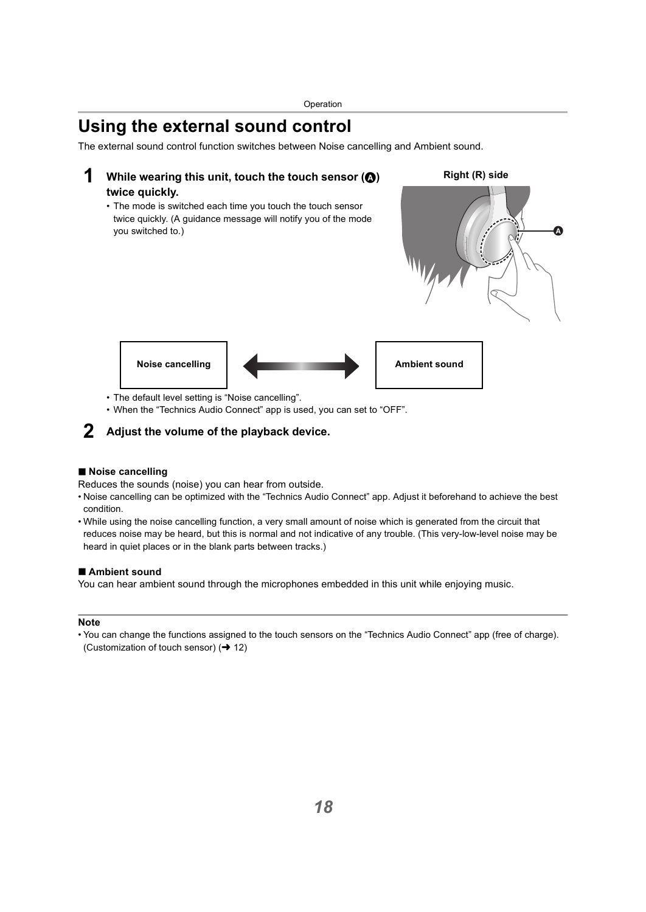# Using the external sound control

The external sound control function switches between Noise cancelling and Ambient sound.

**1 While wearing this unit, touch the touch sensor (A) twice quickly.**

- The mode is switched each time you touch the touch sensor twice quickly. (A guidance message will notify you of the mode you switched to.)

Right (R) side

A

Noise cancelling ⟷ Ambient sound

- The default level setting is "Noise cancelling".
- When the "Technics Audio Connect" app is used, you can set to "OFF".

**2 Adjust the volume of the playback device.**

### ■ Noise cancelling

Reduces the sounds (noise) you can hear from outside.

- Noise cancelling can be optimized with the "Technics Audio Connect" app. Adjust it beforehand to achieve the best condition.
- While using the noise cancelling function, a very small amount of noise which is generated from the circuit that reduces noise may be heard, but this is normal and not indicative of any trouble. (This very-low-level noise may be heard in quiet places or in the blank parts between tracks.)

### ■ Ambient sound

You can hear ambient sound through the microphones embedded in this unit while enjoying music.

**Note**

- You can change the functions assigned to the touch sensors on the "Technics Audio Connect" app (free of charge). (Customization of touch sensor) (➜ 12)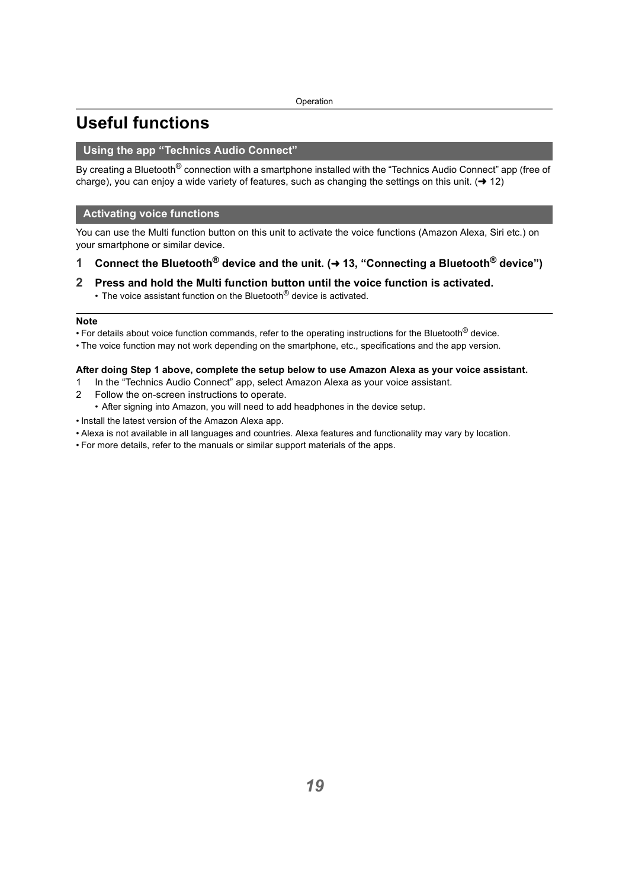# Useful functions

## Using the app "Technics Audio Connect"

By creating a Bluetooth® connection with a smartphone installed with the "Technics Audio Connect" app (free of charge), you can enjoy a wide variety of features, such as changing the settings on this unit. (➜ 12)

## Activating voice functions

You can use the Multi function button on this unit to activate the voice functions (Amazon Alexa, Siri etc.) on your smartphone or similar device.

**1 Connect the Bluetooth® device and the unit. (➜ 13, "Connecting a Bluetooth® device")**

**2 Press and hold the Multi function button until the voice function is activated.**

- The voice assistant function on the Bluetooth® device is activated.

---

**Note**

- For details about voice function commands, refer to the operating instructions for the Bluetooth® device.
- The voice function may not work depending on the smartphone, etc., specifications and the app version.

**After doing Step 1 above, complete the setup below to use Amazon Alexa as your voice assistant.**

1. In the "Technics Audio Connect" app, select Amazon Alexa as your voice assistant.
2. Follow the on-screen instructions to operate.
   - After signing into Amazon, you will need to add headphones in the device setup.

- Install the latest version of the Amazon Alexa app.
- Alexa is not available in all languages and countries. Alexa features and functionality may vary by location.
- For more details, refer to the manuals or similar support materials of the apps.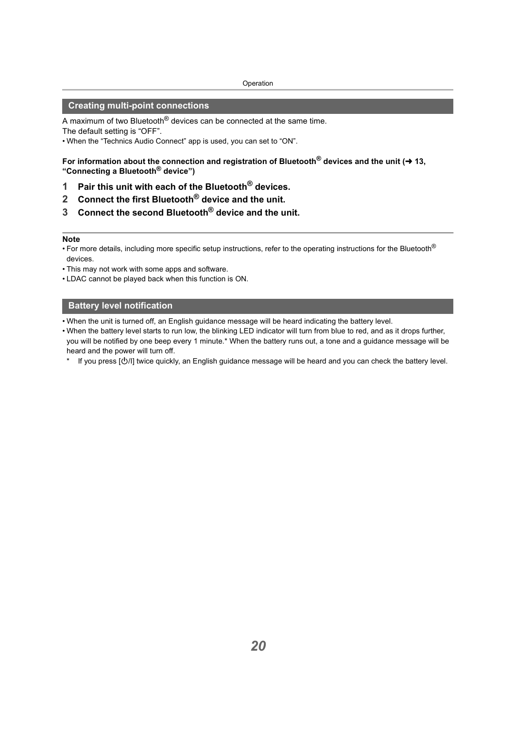## Creating multi-point connections

A maximum of two Bluetooth® devices can be connected at the same time.
The default setting is “OFF”.

- When the “Technics Audio Connect” app is used, you can set to “ON”.

**For information about the connection and registration of Bluetooth® devices and the unit (➜ 13, “Connecting a Bluetooth® device”)**

1. **Pair this unit with each of the Bluetooth® devices.**
2. **Connect the first Bluetooth® device and the unit.**
3. **Connect the second Bluetooth® device and the unit.**

---

**Note**

- For more details, including more specific setup instructions, refer to the operating instructions for the Bluetooth® devices.
- This may not work with some apps and software.
- LDAC cannot be played back when this function is ON.

## Battery level notification

- When the unit is turned off, an English guidance message will be heard indicating the battery level.
- When the battery level starts to run low, the blinking LED indicator will turn from blue to red, and as it drops further, you will be notified by one beep every 1 minute.* When the battery runs out, a tone and a guidance message will be heard and the power will turn off.

\* If you press [⏻/I] twice quickly, an English guidance message will be heard and you can check the battery level.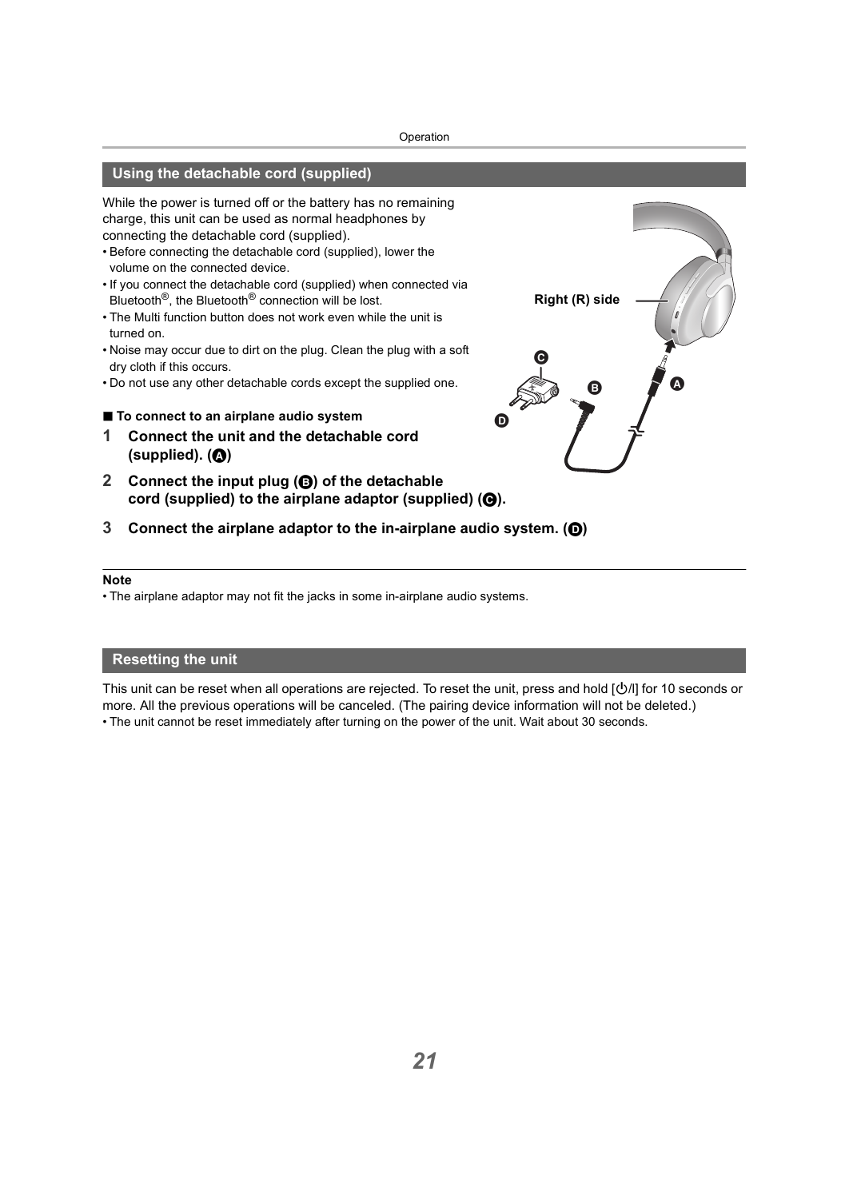## Using the detachable cord (supplied)

While the power is turned off or the battery has no remaining charge, this unit can be used as normal headphones by connecting the detachable cord (supplied).

- Before connecting the detachable cord (supplied), lower the volume on the connected device.
- If you connect the detachable cord (supplied) when connected via Bluetooth®, the Bluetooth® connection will be lost.
- The Multi function button does not work even while the unit is turned on.
- Noise may occur due to dirt on the plug. Clean the plug with a soft dry cloth if this occurs.
- Do not use any other detachable cords except the supplied one.

Right (R) side

■ **To connect to an airplane audio system**

1. **Connect the unit and the detachable cord (supplied). (A)**
2. **Connect the input plug (B) of the detachable cord (supplied) to the airplane adaptor (supplied) (C).**
3. **Connect the airplane adaptor to the in-airplane audio system. (D)**

**Note**

- The airplane adaptor may not fit the jacks in some in-airplane audio systems.

## Resetting the unit

This unit can be reset when all operations are rejected. To reset the unit, press and hold [⏻/I] for 10 seconds or more. All the previous operations will be canceled. (The pairing device information will not be deleted.)

- The unit cannot be reset immediately after turning on the power of the unit. Wait about 30 seconds.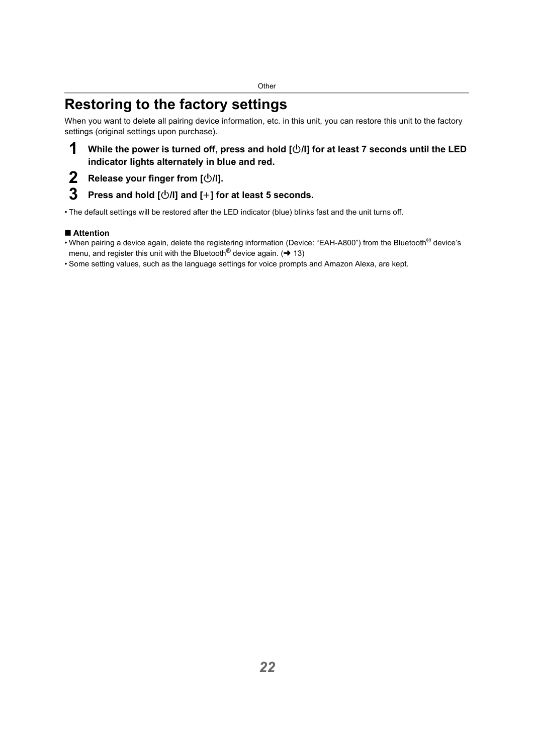# Restoring to the factory settings

When you want to delete all pairing device information, etc. in this unit, you can restore this unit to the factory settings (original settings upon purchase).

1. **While the power is turned off, press and hold [⏻/I] for at least 7 seconds until the LED indicator lights alternately in blue and red.**
2. **Release your finger from [⏻/I].**
3. **Press and hold [⏻/I] and [+] for at least 5 seconds.**

- The default settings will be restored after the LED indicator (blue) blinks fast and the unit turns off.

■ **Attention**

- When pairing a device again, delete the registering information (Device: “EAH-A800”) from the Bluetooth® device’s menu, and register this unit with the Bluetooth® device again. (➜ 13)
- Some setting values, such as the language settings for voice prompts and Amazon Alexa, are kept.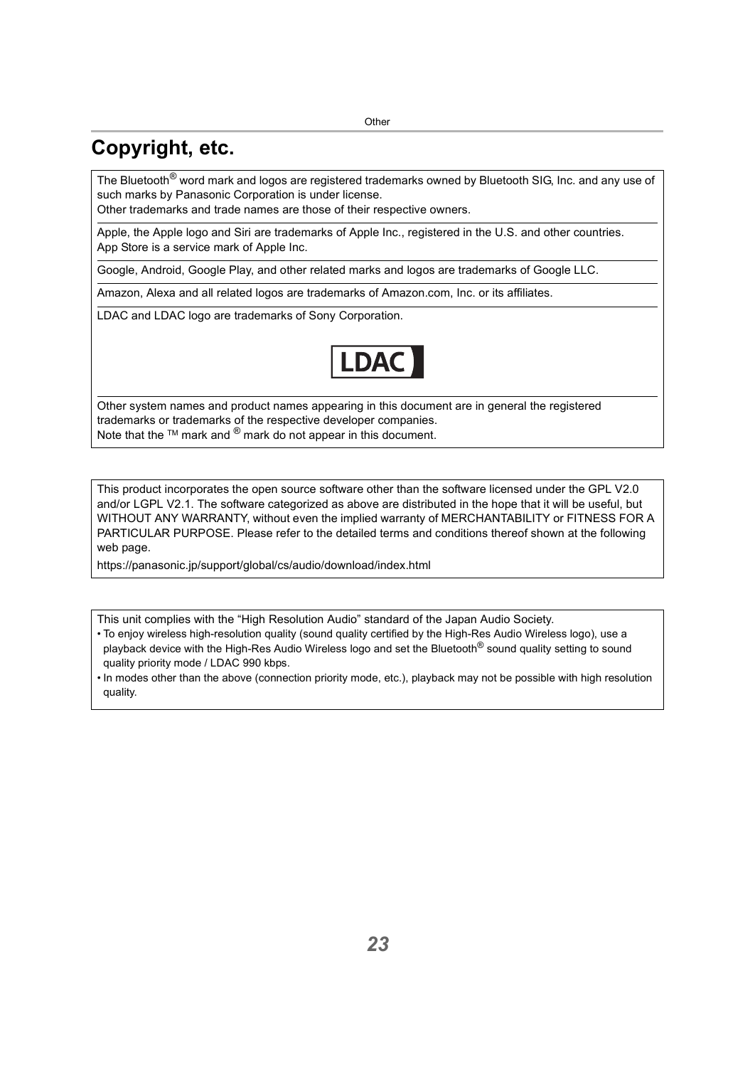# Copyright, etc.

The Bluetooth® word mark and logos are registered trademarks owned by Bluetooth SIG, Inc. and any use of such marks by Panasonic Corporation is under license.
Other trademarks and trade names are those of their respective owners.

---

Apple, the Apple logo and Siri are trademarks of Apple Inc., registered in the U.S. and other countries.
App Store is a service mark of Apple Inc.

---

Google, Android, Google Play, and other related marks and logos are trademarks of Google LLC.

---

Amazon, Alexa and all related logos are trademarks of Amazon.com, Inc. or its affiliates.

---

LDAC and LDAC logo are trademarks of Sony Corporation.

LDAC

---

Other system names and product names appearing in this document are in general the registered trademarks or trademarks of the respective developer companies.
Note that the ™ mark and ® mark do not appear in this document.

---

This product incorporates the open source software other than the software licensed under the GPL V2.0 and/or LGPL V2.1. The software categorized as above are distributed in the hope that it will be useful, but WITHOUT ANY WARRANTY, without even the implied warranty of MERCHANTABILITY or FITNESS FOR A PARTICULAR PURPOSE. Please refer to the detailed terms and conditions thereof shown at the following web page.

https://panasonic.jp/support/global/cs/audio/download/index.html

---

This unit complies with the "High Resolution Audio" standard of the Japan Audio Society.

- To enjoy wireless high-resolution quality (sound quality certified by the High-Res Audio Wireless logo), use a playback device with the High-Res Audio Wireless logo and set the Bluetooth® sound quality setting to sound quality priority mode / LDAC 990 kbps.
- In modes other than the above (connection priority mode, etc.), playback may not be possible with high resolution quality.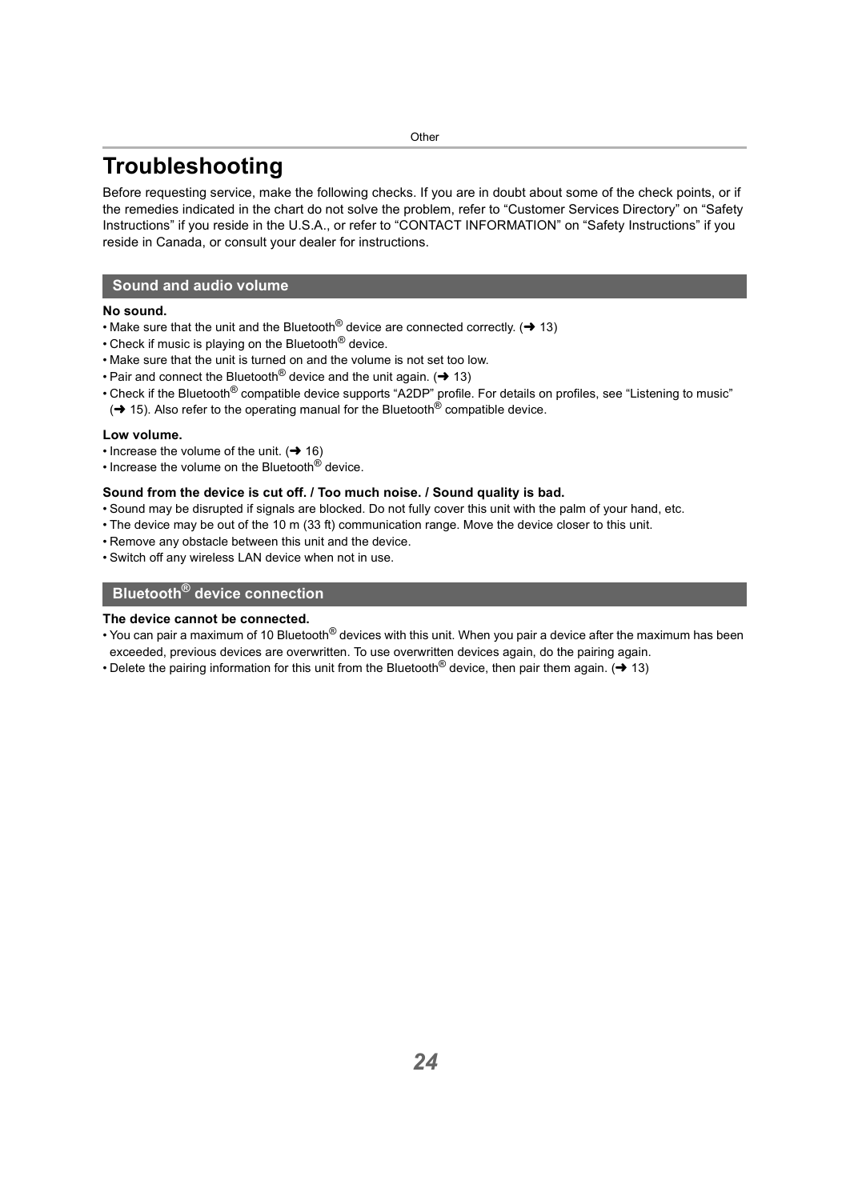# Troubleshooting

Before requesting service, make the following checks. If you are in doubt about some of the check points, or if the remedies indicated in the chart do not solve the problem, refer to “Customer Services Directory” on “Safety Instructions” if you reside in the U.S.A., or refer to “CONTACT INFORMATION” on “Safety Instructions” if you reside in Canada, or consult your dealer for instructions.

## Sound and audio volume

**No sound.**

- Make sure that the unit and the Bluetooth® device are connected correctly. (➜ 13)
- Check if music is playing on the Bluetooth® device.
- Make sure that the unit is turned on and the volume is not set too low.
- Pair and connect the Bluetooth® device and the unit again. (➜ 13)
- Check if the Bluetooth® compatible device supports “A2DP” profile. For details on profiles, see “Listening to music” (➜ 15). Also refer to the operating manual for the Bluetooth® compatible device.

**Low volume.**

- Increase the volume of the unit. (➜ 16)
- Increase the volume on the Bluetooth® device.

**Sound from the device is cut off. / Too much noise. / Sound quality is bad.**

- Sound may be disrupted if signals are blocked. Do not fully cover this unit with the palm of your hand, etc.
- The device may be out of the 10 m (33 ft) communication range. Move the device closer to this unit.
- Remove any obstacle between this unit and the device.
- Switch off any wireless LAN device when not in use.

## Bluetooth® device connection

**The device cannot be connected.**

- You can pair a maximum of 10 Bluetooth® devices with this unit. When you pair a device after the maximum has been exceeded, previous devices are overwritten. To use overwritten devices again, do the pairing again.
- Delete the pairing information for this unit from the Bluetooth® device, then pair them again. (➜ 13)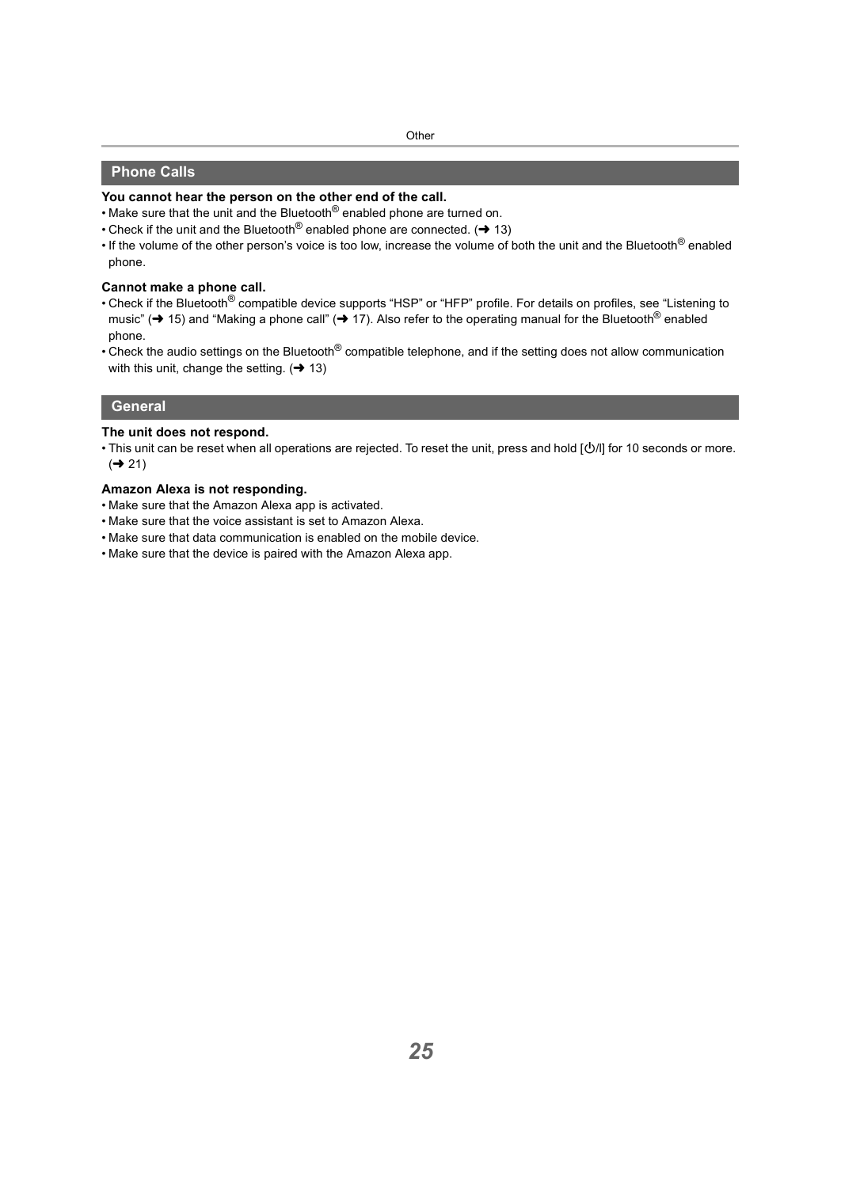## Phone Calls

**You cannot hear the person on the other end of the call.**

- Make sure that the unit and the Bluetooth® enabled phone are turned on.
- Check if the unit and the Bluetooth® enabled phone are connected. (➜ 13)
- If the volume of the other person's voice is too low, increase the volume of both the unit and the Bluetooth® enabled phone.

**Cannot make a phone call.**

- Check if the Bluetooth® compatible device supports "HSP" or "HFP" profile. For details on profiles, see "Listening to music" (➜ 15) and "Making a phone call" (➜ 17). Also refer to the operating manual for the Bluetooth® enabled phone.
- Check the audio settings on the Bluetooth® compatible telephone, and if the setting does not allow communication with this unit, change the setting. (➜ 13)

## General

**The unit does not respond.**

- This unit can be reset when all operations are rejected. To reset the unit, press and hold [⏻/I] for 10 seconds or more. (➜ 21)

**Amazon Alexa is not responding.**

- Make sure that the Amazon Alexa app is activated.
- Make sure that the voice assistant is set to Amazon Alexa.
- Make sure that data communication is enabled on the mobile device.
- Make sure that the device is paired with the Amazon Alexa app.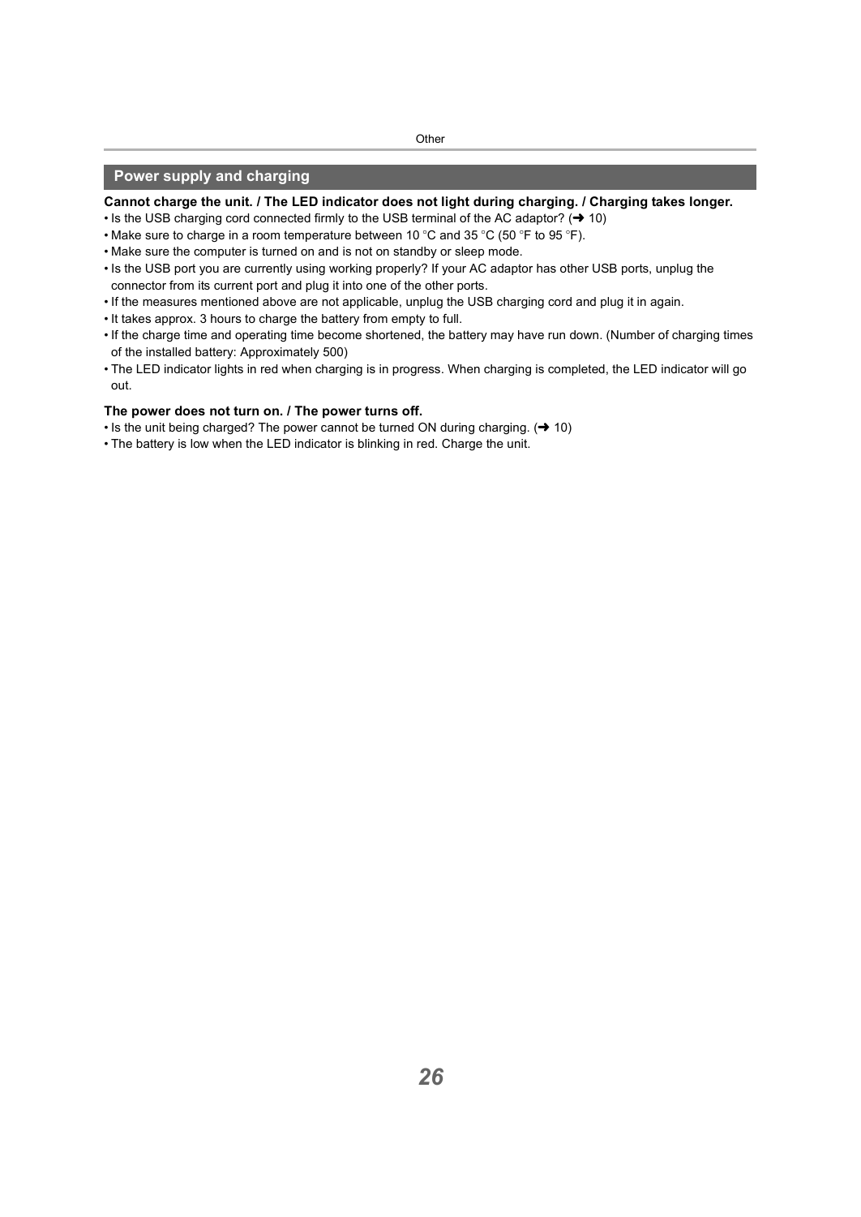## Power supply and charging

**Cannot charge the unit. / The LED indicator does not light during charging. / Charging takes longer.**

- Is the USB charging cord connected firmly to the USB terminal of the AC adaptor? (➜ 10)
- Make sure to charge in a room temperature between 10 °C and 35 °C (50 °F to 95 °F).
- Make sure the computer is turned on and is not on standby or sleep mode.
- Is the USB port you are currently using working properly? If your AC adaptor has other USB ports, unplug the connector from its current port and plug it into one of the other ports.
- If the measures mentioned above are not applicable, unplug the USB charging cord and plug it in again.
- It takes approx. 3 hours to charge the battery from empty to full.
- If the charge time and operating time become shortened, the battery may have run down. (Number of charging times of the installed battery: Approximately 500)
- The LED indicator lights in red when charging is in progress. When charging is completed, the LED indicator will go out.

**The power does not turn on. / The power turns off.**

- Is the unit being charged? The power cannot be turned ON during charging. (➜ 10)
- The battery is low when the LED indicator is blinking in red. Charge the unit.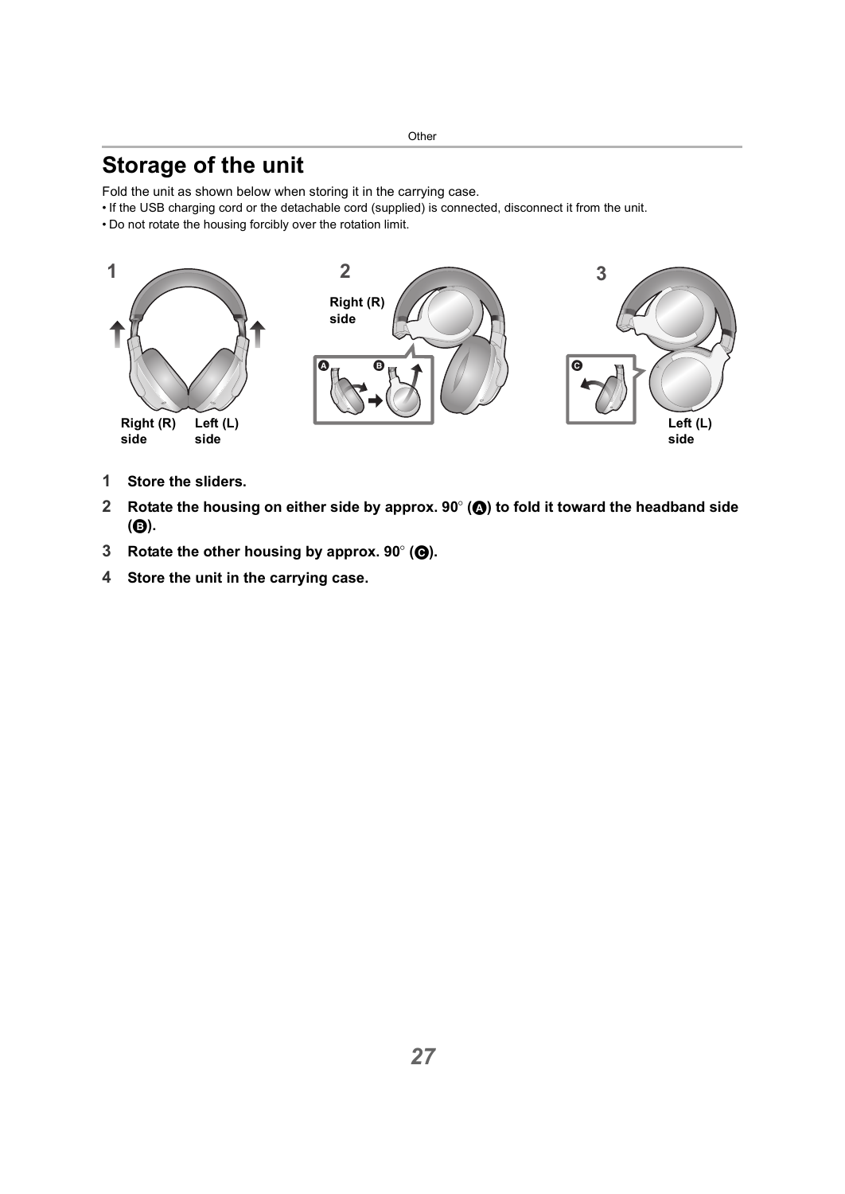# Storage of the unit

Fold the unit as shown below when storing it in the carrying case.

- If the USB charging cord or the detachable cord (supplied) is connected, disconnect it from the unit.
- Do not rotate the housing forcibly over the rotation limit.

1. **Store the sliders.**
2. **Rotate the housing on either side by approx. 90° (A) to fold it toward the headband side (B).**
3. **Rotate the other housing by approx. 90° (C).**
4. **Store the unit in the carrying case.**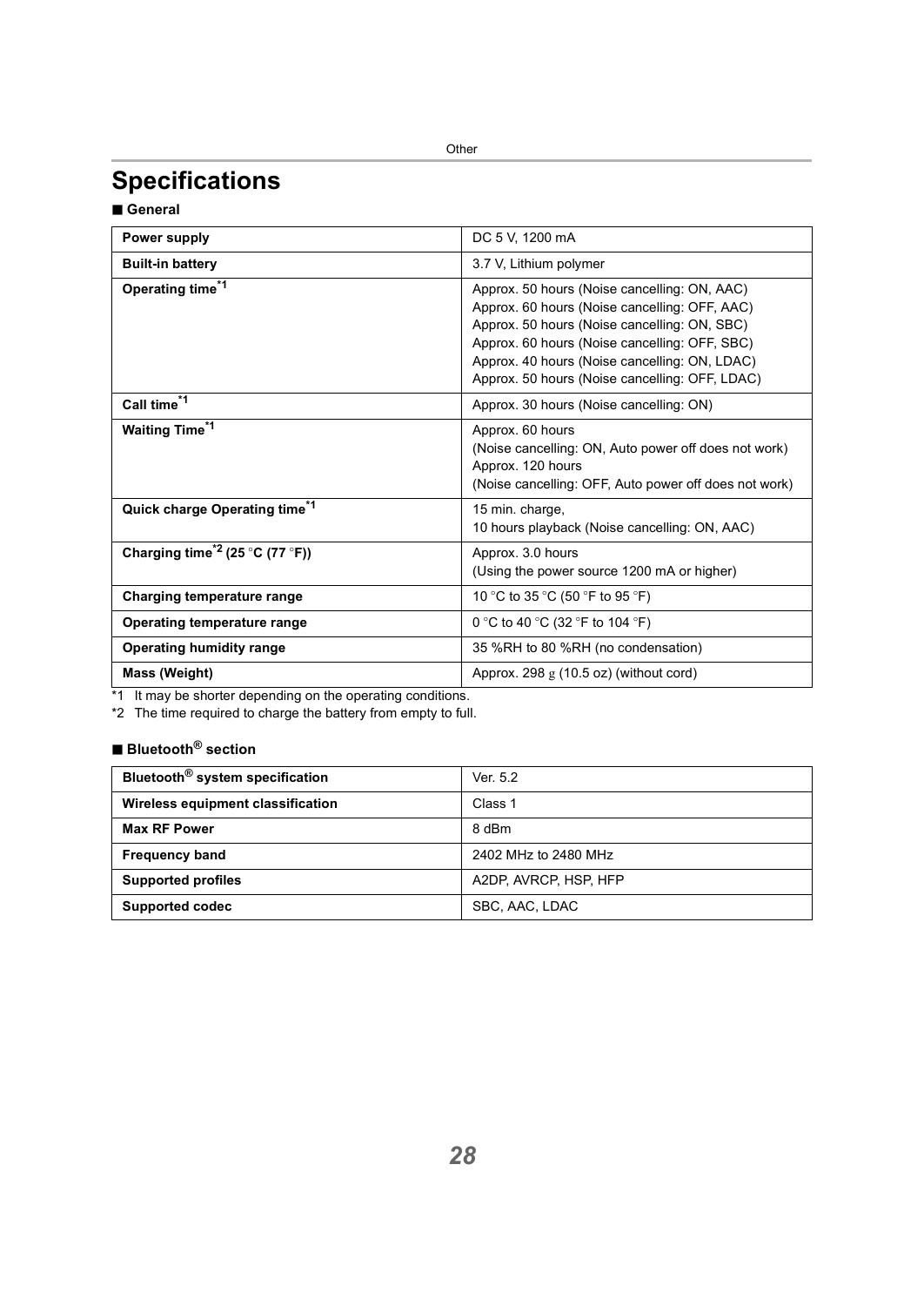# Specifications

## ■ General

| | |
|---|---|
| **Power supply** | DC 5 V, 1200 mA |
| **Built-in battery** | 3.7 V, Lithium polymer |
| **Operating time[*1]** | Approx. 50 hours (Noise cancelling: ON, AAC)<br>Approx. 60 hours (Noise cancelling: OFF, AAC)<br>Approx. 50 hours (Noise cancelling: ON, SBC)<br>Approx. 60 hours (Noise cancelling: OFF, SBC)<br>Approx. 40 hours (Noise cancelling: ON, LDAC)<br>Approx. 50 hours (Noise cancelling: OFF, LDAC) |
| **Call time[*1]** | Approx. 30 hours (Noise cancelling: ON) |
| **Waiting Time[*1]** | Approx. 60 hours<br>(Noise cancelling: ON, Auto power off does not work)<br>Approx. 120 hours<br>(Noise cancelling: OFF, Auto power off does not work) |
| **Quick charge Operating time[*1]** | 15 min. charge,<br>10 hours playback (Noise cancelling: ON, AAC) |
| **Charging time[*2] (25 °C (77 °F))** | Approx. 3.0 hours<br>(Using the power source 1200 mA or higher) |
| **Charging temperature range** | 10 °C to 35 °C (50 °F to 95 °F) |
| **Operating temperature range** | 0 °C to 40 °C (32 °F to 104 °F) |
| **Operating humidity range** | 35 %RH to 80 %RH (no condensation) |
| **Mass (Weight)** | Approx. 298 g (10.5 oz) (without cord) |

*1 It may be shorter depending on the operating conditions.

*2 The time required to charge the battery from empty to full.

## ■ Bluetooth® section

| | |
|---|---|
| **Bluetooth® system specification** | Ver. 5.2 |
| **Wireless equipment classification** | Class 1 |
| **Max RF Power** | 8 dBm |
| **Frequency band** | 2402 MHz to 2480 MHz |
| **Supported profiles** | A2DP, AVRCP, HSP, HFP |
| **Supported codec** | SBC, AAC, LDAC |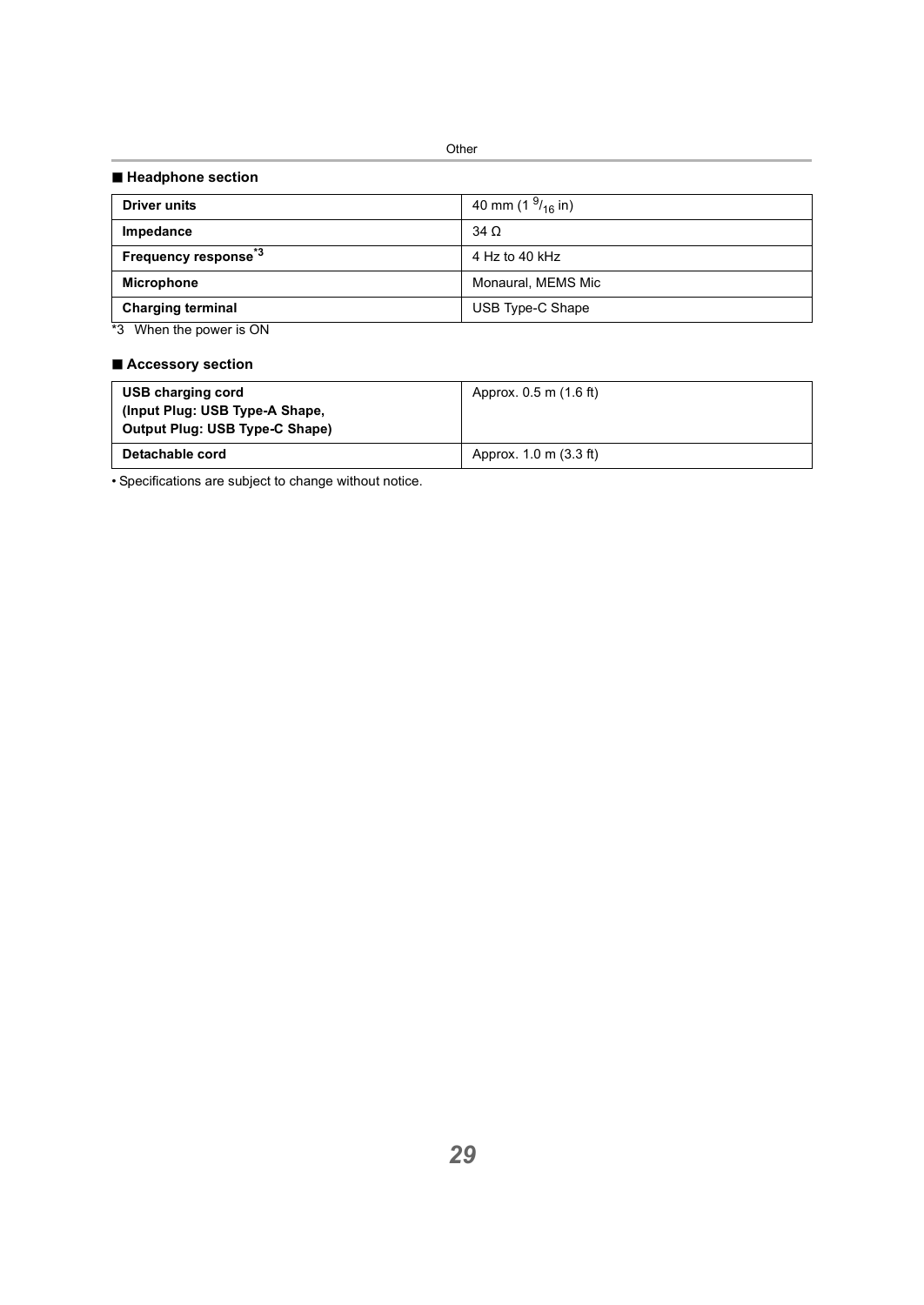## ■ Headphone section

| | |
|---|---|
| **Driver units** | 40 mm (1 $^9/_{16}$ in) |
| **Impedance** | 34 Ω |
| **Frequency response**[*3] | 4 Hz to 40 kHz |
| **Microphone** | Monaural, MEMS Mic |
| **Charging terminal** | USB Type-C Shape |

*3 When the power is ON

## ■ Accessory section

| | |
|---|---|
| **USB charging cord (Input Plug: USB Type-A Shape, Output Plug: USB Type-C Shape)** | Approx. 0.5 m (1.6 ft) |
| **Detachable cord** | Approx. 1.0 m (3.3 ft) |

• Specifications are subject to change without notice.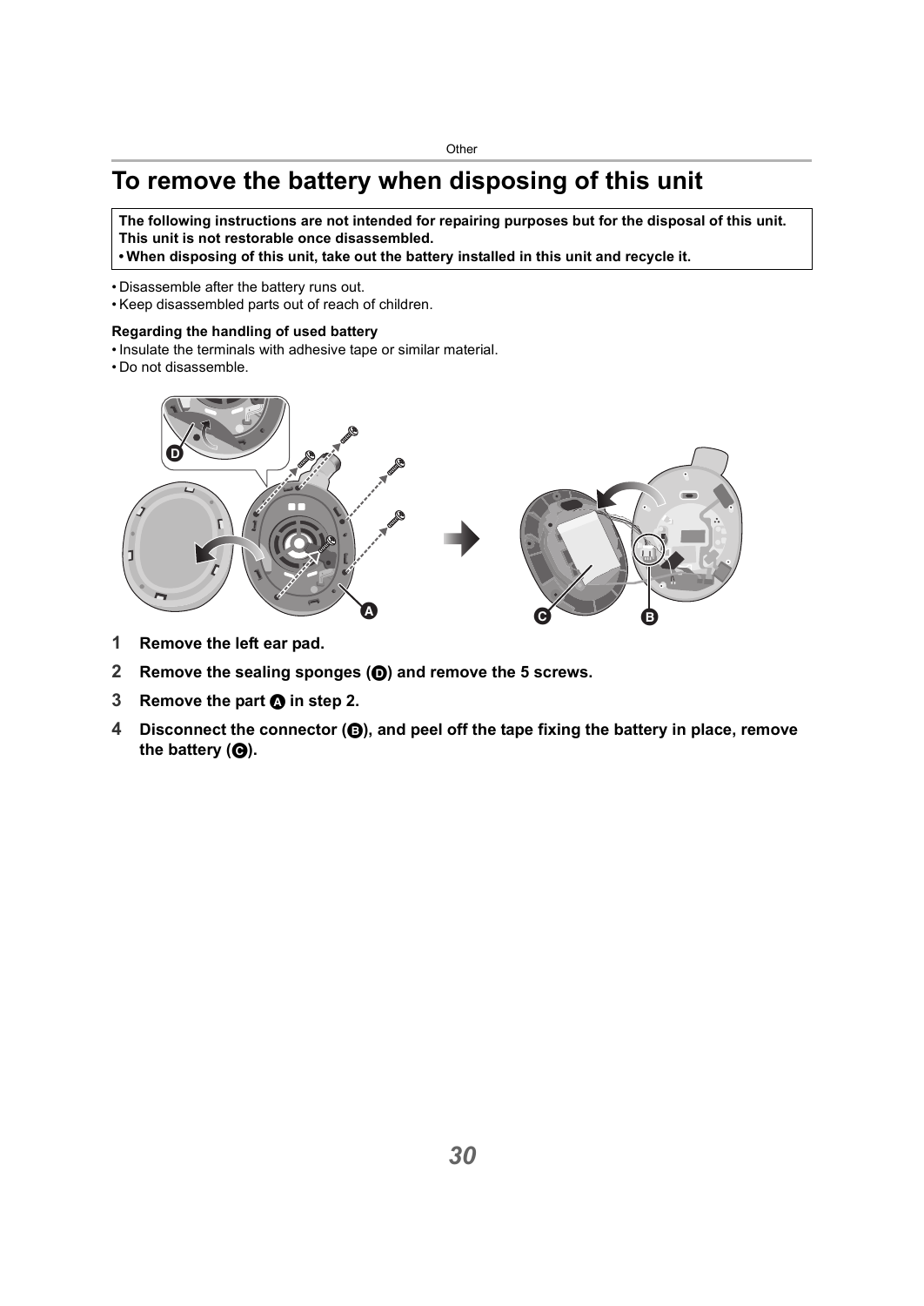# To remove the battery when disposing of this unit

**The following instructions are not intended for repairing purposes but for the disposal of this unit. This unit is not restorable once disassembled.**
**• When disposing of this unit, take out the battery installed in this unit and recycle it.**

- Disassemble after the battery runs out.
- Keep disassembled parts out of reach of children.

**Regarding the handling of used battery**
- Insulate the terminals with adhesive tape or similar material.
- Do not disassemble.

1. **Remove the left ear pad.**
2. **Remove the sealing sponges (D) and remove the 5 screws.**
3. **Remove the part A in step 2.**
4. **Disconnect the connector (B), and peel off the tape fixing the battery in place, remove the battery (C).**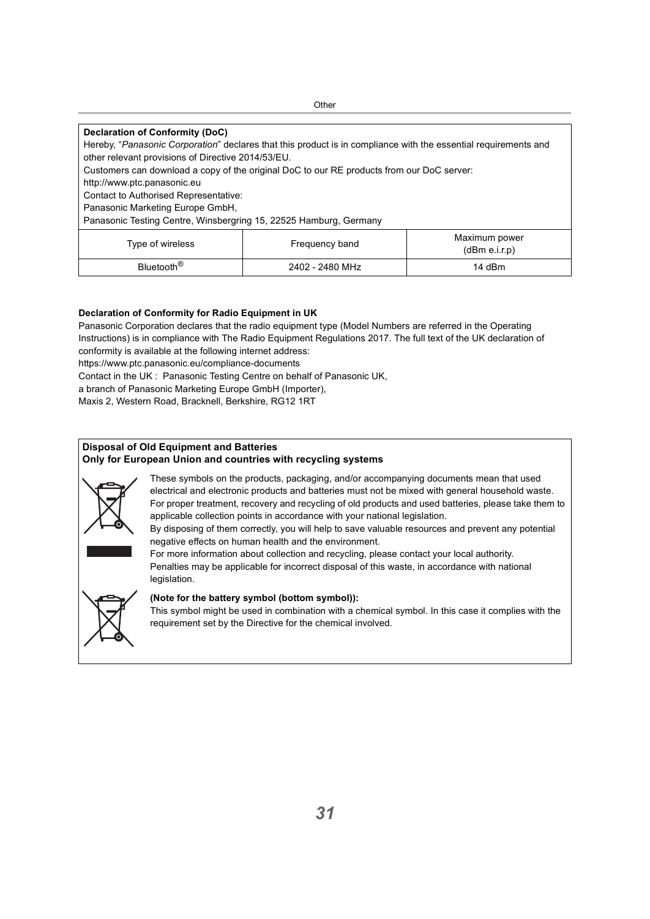**Declaration of Conformity (DoC)**

Hereby, "*Panasonic Corporation*" declares that this product is in compliance with the essential requirements and other relevant provisions of Directive 2014/53/EU.

Customers can download a copy of the original DoC to our RE products from our DoC server:

http://www.ptc.panasonic.eu

Contact to Authorised Representative:

Panasonic Marketing Europe GmbH,

Panasonic Testing Centre, Winsbergring 15, 22525 Hamburg, Germany

| Type of wireless | Frequency band | Maximum power (dBm e.i.r.p) |
|---|---|---|
| Bluetooth® | 2402 - 2480 MHz | 14 dBm |

**Declaration of Conformity for Radio Equipment in UK**

Panasonic Corporation declares that the radio equipment type (Model Numbers are referred in the Operating Instructions) is in compliance with The Radio Equipment Regulations 2017. The full text of the UK declaration of conformity is available at the following internet address:

https://www.ptc.panasonic.eu/compliance-documents

Contact in the UK : Panasonic Testing Centre on behalf of Panasonic UK,
a branch of Panasonic Marketing Europe GmbH (Importer),
Maxis 2, Western Road, Bracknell, Berkshire, RG12 1RT

**Disposal of Old Equipment and Batteries**
**Only for European Union and countries with recycling systems**

These symbols on the products, packaging, and/or accompanying documents mean that used electrical and electronic products and batteries must not be mixed with general household waste.

For proper treatment, recovery and recycling of old products and used batteries, please take them to applicable collection points in accordance with your national legislation.

By disposing of them correctly, you will help to save valuable resources and prevent any potential negative effects on human health and the environment.

For more information about collection and recycling, please contact your local authority.

Penalties may be applicable for incorrect disposal of this waste, in accordance with national legislation.

**(Note for the battery symbol (bottom symbol)):**

This symbol might be used in combination with a chemical symbol. In this case it complies with the requirement set by the Directive for the chemical involved.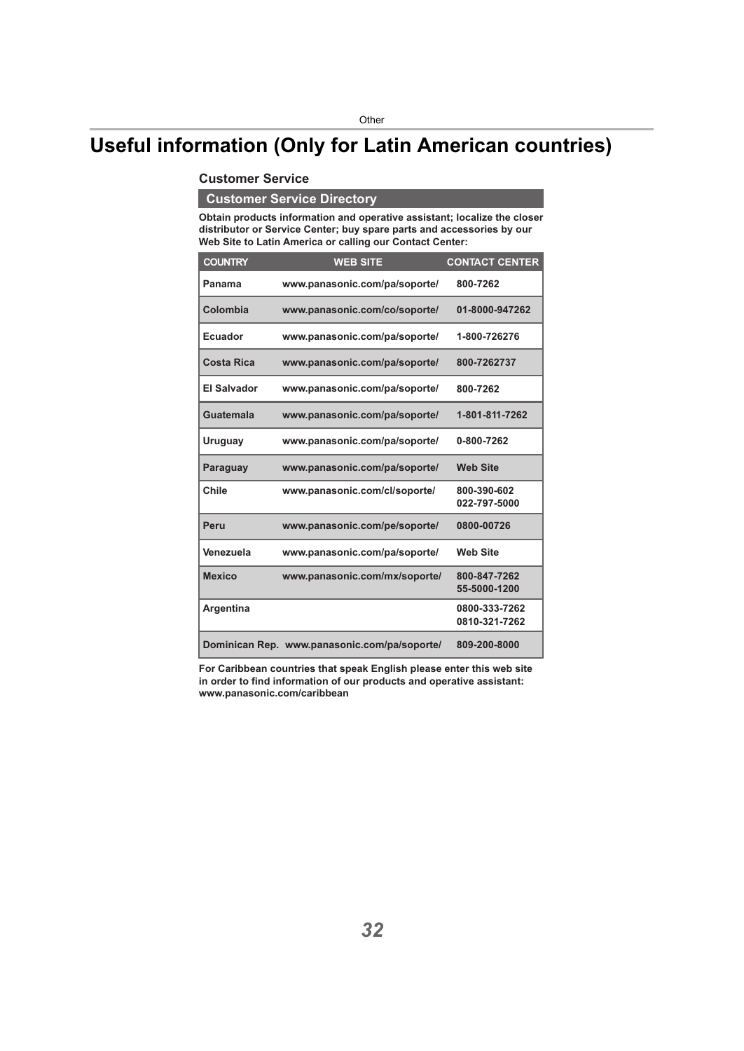# Useful information (Only for Latin American countries)

### Customer Service

#### Customer Service Directory

**Obtain products information and operative assistant; localize the closer distributor or Service Center; buy spare parts and accessories by our Web Site to Latin America or calling our Contact Center:**

| COUNTRY | WEB SITE | CONTACT CENTER |
| --- | --- | --- |
| Panama | www.panasonic.com/pa/soporte/ | 800-7262 |
| Colombia | www.panasonic.com/co/soporte/ | 01-8000-947262 |
| Ecuador | www.panasonic.com/pa/soporte/ | 1-800-726276 |
| Costa Rica | www.panasonic.com/pa/soporte/ | 800-7262737 |
| El Salvador | www.panasonic.com/pa/soporte/ | 800-7262 |
| Guatemala | www.panasonic.com/pa/soporte/ | 1-801-811-7262 |
| Uruguay | www.panasonic.com/pa/soporte/ | 0-800-7262 |
| Paraguay | www.panasonic.com/pa/soporte/ | Web Site |
| Chile | www.panasonic.com/cl/soporte/ | 800-390-602<br>022-797-5000 |
| Peru | www.panasonic.com/pe/soporte/ | 0800-00726 |
| Venezuela | www.panasonic.com/pa/soporte/ | Web Site |
| Mexico | www.panasonic.com/mx/soporte/ | 800-847-7262<br>55-5000-1200 |
| Argentina | | 0800-333-7262<br>0810-321-7262 |
| Dominican Rep. | www.panasonic.com/pa/soporte/ | 809-200-8000 |

**For Caribbean countries that speak English please enter this web site in order to find information of our products and operative assistant: www.panasonic.com/caribbean**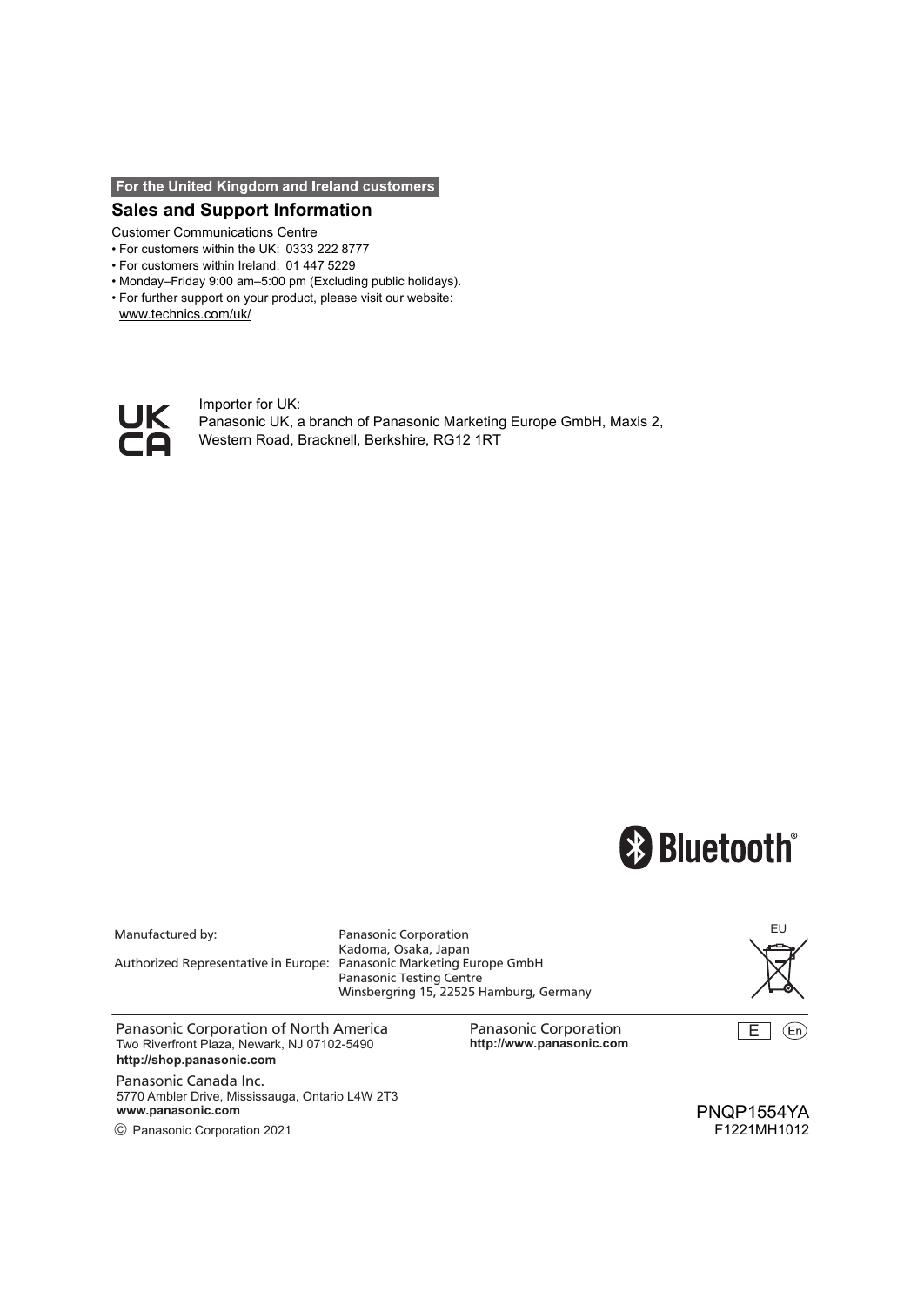**For the United Kingdom and Ireland customers**

## Sales and Support Information

Customer Communications Centre

- For customers within the UK: 0333 222 8777
- For customers within Ireland: 01 447 5229
- Monday–Friday 9:00 am–5:00 pm (Excluding public holidays).
- For further support on your product, please visit our website: www.technics.com/uk/

UK CA

Importer for UK:
Panasonic UK, a branch of Panasonic Marketing Europe GmbH, Maxis 2, Western Road, Bracknell, Berkshire, RG12 1RT

Bluetooth®

| | |
|---|---|
| Manufactured by: | Panasonic Corporation<br>Kadoma, Osaka, Japan |
| Authorized Representative in Europe: | Panasonic Marketing Europe GmbH<br>Panasonic Testing Centre<br>Winsbergring 15, 22525 Hamburg, Germany |

EU

Panasonic Corporation of North America
Two Riverfront Plaza, Newark, NJ 07102-5490
**http://shop.panasonic.com**

Panasonic Corporation
**http://www.panasonic.com**

E En

Panasonic Canada Inc.
5770 Ambler Drive, Mississauga, Ontario L4W 2T3
**www.panasonic.com**

© Panasonic Corporation 2021

PNQP1554YA
F1221MH1012